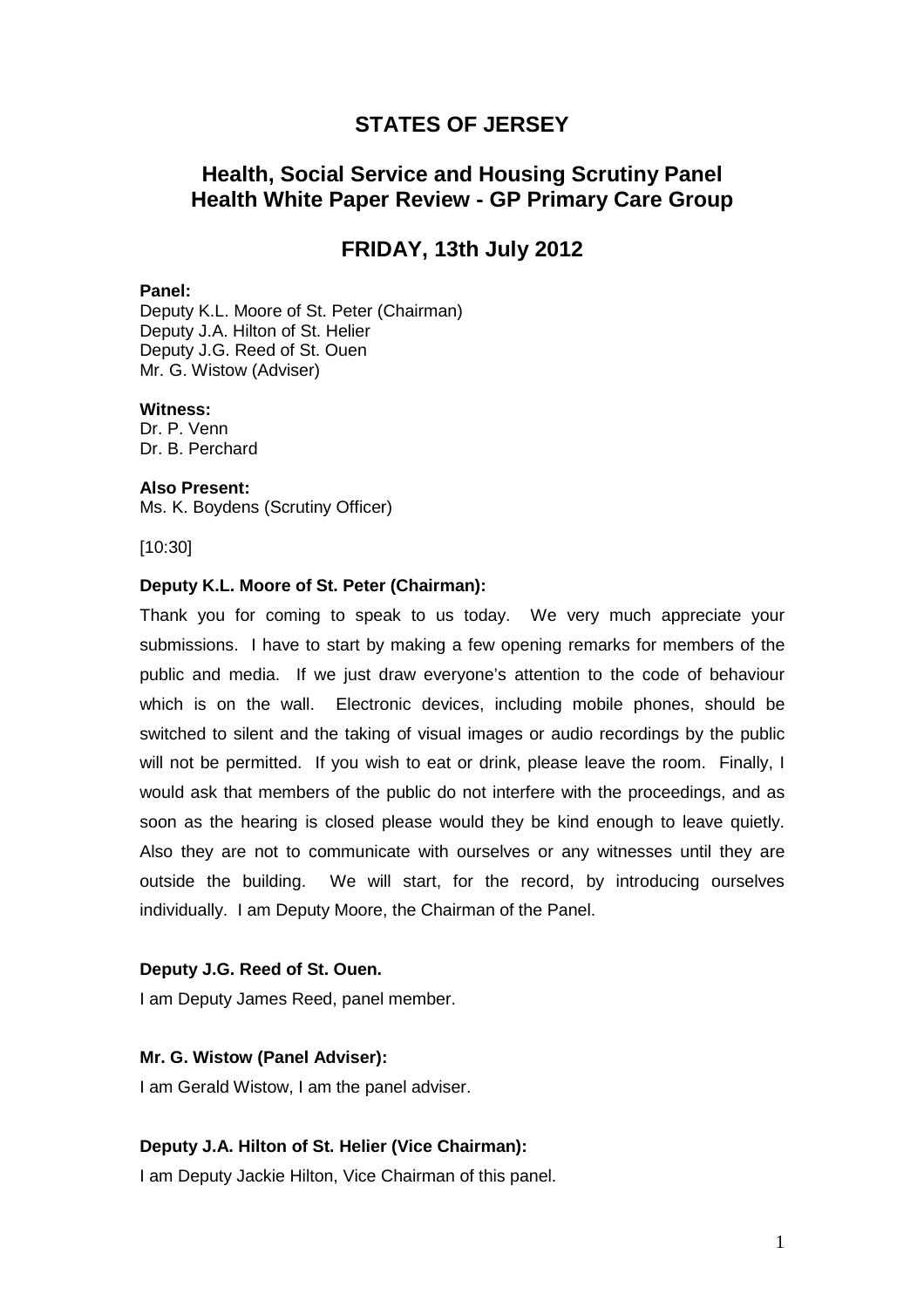# STATES OF JERSEY

## Health, Social Service and Housing Scrutiny Panel
## Health White Paper Review - GP Primary Care Group

## FRIDAY, 13th July 2012

**Panel:**
Deputy K.L. Moore of St. Peter (Chairman)
Deputy J.A. Hilton of St. Helier
Deputy J.G. Reed of St. Ouen
Mr. G. Wistow (Adviser)

**Witness:**
Dr. P. Venn
Dr. B. Perchard

**Also Present:**
Ms. K. Boydens (Scrutiny Officer)

[10:30]

**Deputy K.L. Moore of St. Peter (Chairman):**

Thank you for coming to speak to us today. We very much appreciate your submissions. I have to start by making a few opening remarks for members of the public and media. If we just draw everyone's attention to the code of behaviour which is on the wall. Electronic devices, including mobile phones, should be switched to silent and the taking of visual images or audio recordings by the public will not be permitted. If you wish to eat or drink, please leave the room. Finally, I would ask that members of the public do not interfere with the proceedings, and as soon as the hearing is closed please would they be kind enough to leave quietly. Also they are not to communicate with ourselves or any witnesses until they are outside the building. We will start, for the record, by introducing ourselves individually. I am Deputy Moore, the Chairman of the Panel.

**Deputy J.G. Reed of St. Ouen.**

I am Deputy James Reed, panel member.

**Mr. G. Wistow (Panel Adviser):**

I am Gerald Wistow, I am the panel adviser.

**Deputy J.A. Hilton of St. Helier (Vice Chairman):**

I am Deputy Jackie Hilton, Vice Chairman of this panel.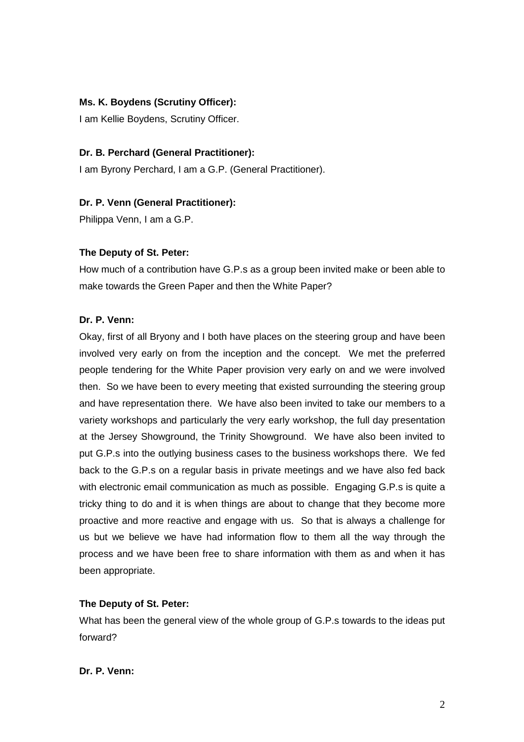**Ms. K. Boydens (Scrutiny Officer):**

I am Kellie Boydens, Scrutiny Officer.

**Dr. B. Perchard (General Practitioner):**

I am Byrony Perchard, I am a G.P. (General Practitioner).

**Dr. P. Venn (General Practitioner):**

Philippa Venn, I am a G.P.

**The Deputy of St. Peter:**

How much of a contribution have G.P.s as a group been invited make or been able to make towards the Green Paper and then the White Paper?

**Dr. P. Venn:**

Okay, first of all Bryony and I both have places on the steering group and have been involved very early on from the inception and the concept. We met the preferred people tendering for the White Paper provision very early on and we were involved then. So we have been to every meeting that existed surrounding the steering group and have representation there. We have also been invited to take our members to a variety workshops and particularly the very early workshop, the full day presentation at the Jersey Showground, the Trinity Showground. We have also been invited to put G.P.s into the outlying business cases to the business workshops there. We fed back to the G.P.s on a regular basis in private meetings and we have also fed back with electronic email communication as much as possible. Engaging G.P.s is quite a tricky thing to do and it is when things are about to change that they become more proactive and more reactive and engage with us. So that is always a challenge for us but we believe we have had information flow to them all the way through the process and we have been free to share information with them as and when it has been appropriate.

**The Deputy of St. Peter:**

What has been the general view of the whole group of G.P.s towards to the ideas put forward?

**Dr. P. Venn:**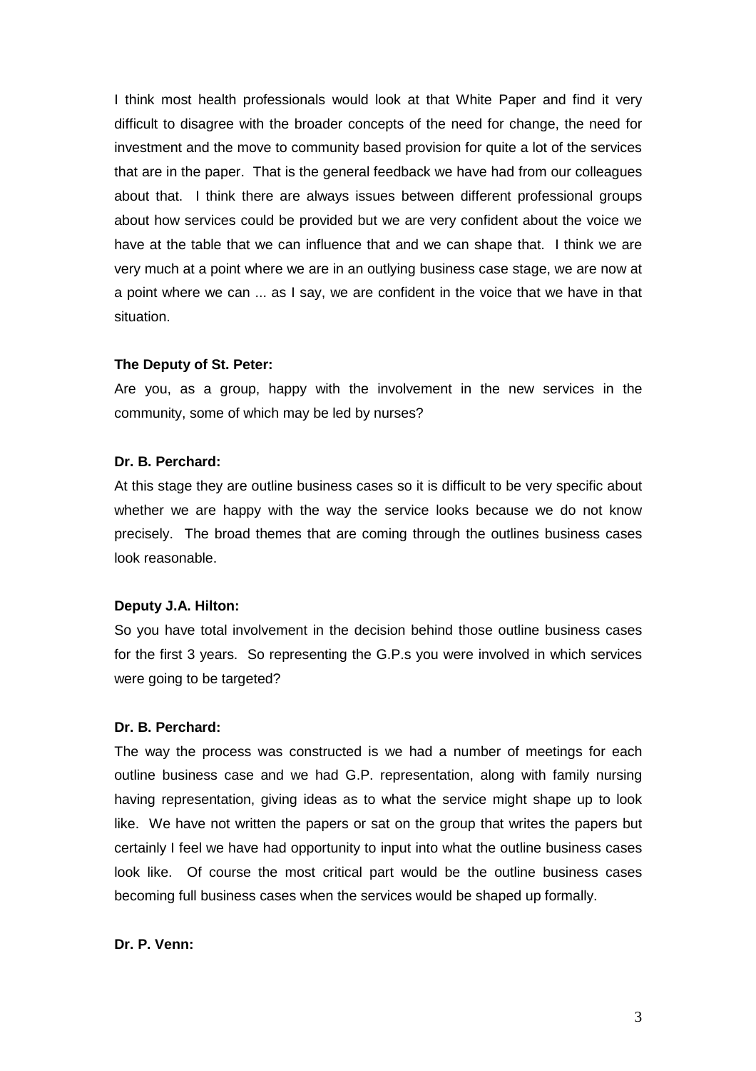I think most health professionals would look at that White Paper and find it very difficult to disagree with the broader concepts of the need for change, the need for investment and the move to community based provision for quite a lot of the services that are in the paper. That is the general feedback we have had from our colleagues about that. I think there are always issues between different professional groups about how services could be provided but we are very confident about the voice we have at the table that we can influence that and we can shape that. I think we are very much at a point where we are in an outlying business case stage, we are now at a point where we can ... as I say, we are confident in the voice that we have in that situation.

**The Deputy of St. Peter:**

Are you, as a group, happy with the involvement in the new services in the community, some of which may be led by nurses?

**Dr. B. Perchard:**

At this stage they are outline business cases so it is difficult to be very specific about whether we are happy with the way the service looks because we do not know precisely. The broad themes that are coming through the outlines business cases look reasonable.

**Deputy J.A. Hilton:**

So you have total involvement in the decision behind those outline business cases for the first 3 years. So representing the G.P.s you were involved in which services were going to be targeted?

**Dr. B. Perchard:**

The way the process was constructed is we had a number of meetings for each outline business case and we had G.P. representation, along with family nursing having representation, giving ideas as to what the service might shape up to look like. We have not written the papers or sat on the group that writes the papers but certainly I feel we have had opportunity to input into what the outline business cases look like. Of course the most critical part would be the outline business cases becoming full business cases when the services would be shaped up formally.

**Dr. P. Venn:**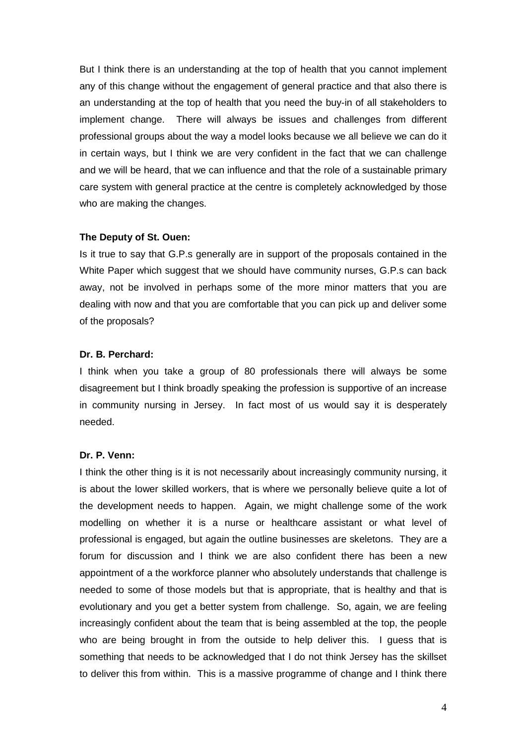But I think there is an understanding at the top of health that you cannot implement any of this change without the engagement of general practice and that also there is an understanding at the top of health that you need the buy-in of all stakeholders to implement change. There will always be issues and challenges from different professional groups about the way a model looks because we all believe we can do it in certain ways, but I think we are very confident in the fact that we can challenge and we will be heard, that we can influence and that the role of a sustainable primary care system with general practice at the centre is completely acknowledged by those who are making the changes.

**The Deputy of St. Ouen:**

Is it true to say that G.P.s generally are in support of the proposals contained in the White Paper which suggest that we should have community nurses, G.P.s can back away, not be involved in perhaps some of the more minor matters that you are dealing with now and that you are comfortable that you can pick up and deliver some of the proposals?

**Dr. B. Perchard:**

I think when you take a group of 80 professionals there will always be some disagreement but I think broadly speaking the profession is supportive of an increase in community nursing in Jersey. In fact most of us would say it is desperately needed.

**Dr. P. Venn:**

I think the other thing is it is not necessarily about increasingly community nursing, it is about the lower skilled workers, that is where we personally believe quite a lot of the development needs to happen. Again, we might challenge some of the work modelling on whether it is a nurse or healthcare assistant or what level of professional is engaged, but again the outline businesses are skeletons. They are a forum for discussion and I think we are also confident there has been a new appointment of a the workforce planner who absolutely understands that challenge is needed to some of those models but that is appropriate, that is healthy and that is evolutionary and you get a better system from challenge. So, again, we are feeling increasingly confident about the team that is being assembled at the top, the people who are being brought in from the outside to help deliver this. I guess that is something that needs to be acknowledged that I do not think Jersey has the skillset to deliver this from within. This is a massive programme of change and I think there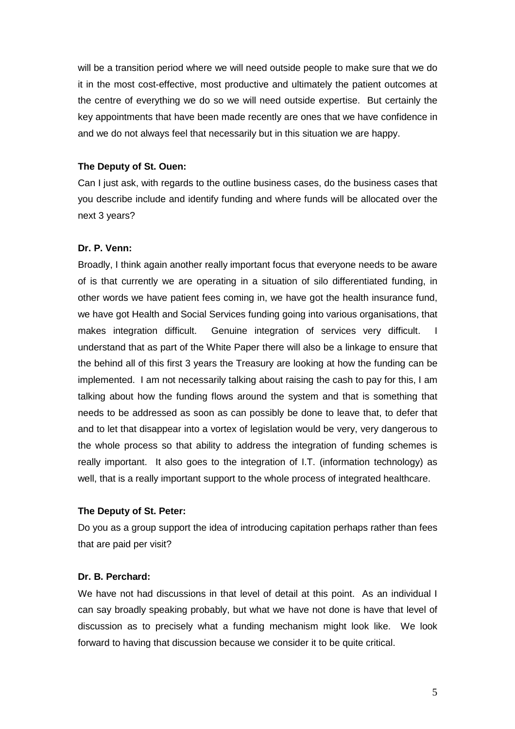will be a transition period where we will need outside people to make sure that we do it in the most cost-effective, most productive and ultimately the patient outcomes at the centre of everything we do so we will need outside expertise. But certainly the key appointments that have been made recently are ones that we have confidence in and we do not always feel that necessarily but in this situation we are happy.

**The Deputy of St. Ouen:**

Can I just ask, with regards to the outline business cases, do the business cases that you describe include and identify funding and where funds will be allocated over the next 3 years?

**Dr. P. Venn:**

Broadly, I think again another really important focus that everyone needs to be aware of is that currently we are operating in a situation of silo differentiated funding, in other words we have patient fees coming in, we have got the health insurance fund, we have got Health and Social Services funding going into various organisations, that makes integration difficult. Genuine integration of services very difficult. I understand that as part of the White Paper there will also be a linkage to ensure that the behind all of this first 3 years the Treasury are looking at how the funding can be implemented. I am not necessarily talking about raising the cash to pay for this, I am talking about how the funding flows around the system and that is something that needs to be addressed as soon as can possibly be done to leave that, to defer that and to let that disappear into a vortex of legislation would be very, very dangerous to the whole process so that ability to address the integration of funding schemes is really important. It also goes to the integration of I.T. (information technology) as well, that is a really important support to the whole process of integrated healthcare.

**The Deputy of St. Peter:**

Do you as a group support the idea of introducing capitation perhaps rather than fees that are paid per visit?

**Dr. B. Perchard:**

We have not had discussions in that level of detail at this point. As an individual I can say broadly speaking probably, but what we have not done is have that level of discussion as to precisely what a funding mechanism might look like. We look forward to having that discussion because we consider it to be quite critical.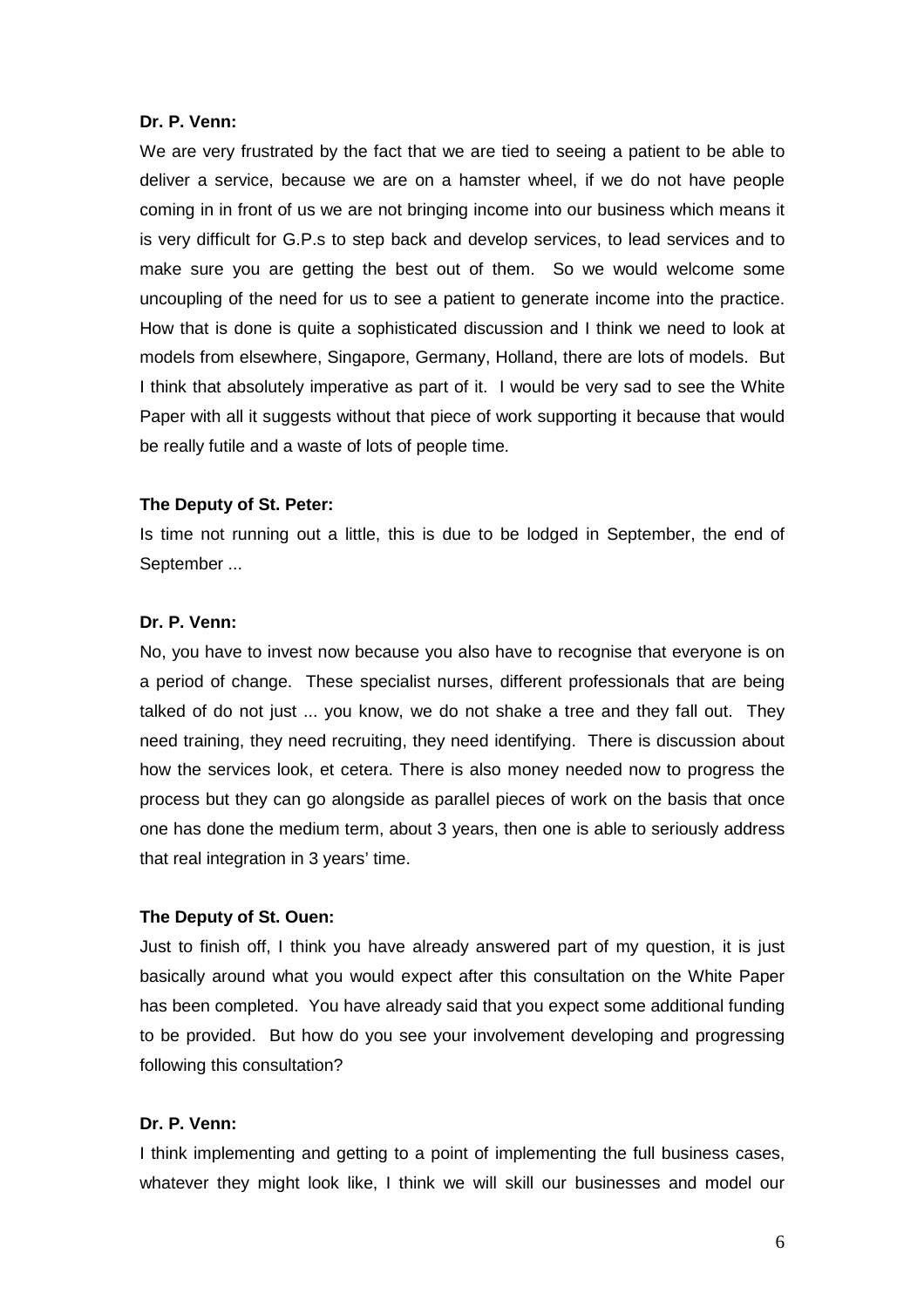**Dr. P. Venn:**

We are very frustrated by the fact that we are tied to seeing a patient to be able to deliver a service, because we are on a hamster wheel, if we do not have people coming in in front of us we are not bringing income into our business which means it is very difficult for G.P.s to step back and develop services, to lead services and to make sure you are getting the best out of them. So we would welcome some uncoupling of the need for us to see a patient to generate income into the practice. How that is done is quite a sophisticated discussion and I think we need to look at models from elsewhere, Singapore, Germany, Holland, there are lots of models. But I think that absolutely imperative as part of it. I would be very sad to see the White Paper with all it suggests without that piece of work supporting it because that would be really futile and a waste of lots of people time.

**The Deputy of St. Peter:**

Is time not running out a little, this is due to be lodged in September, the end of September ...

**Dr. P. Venn:**

No, you have to invest now because you also have to recognise that everyone is on a period of change. These specialist nurses, different professionals that are being talked of do not just ... you know, we do not shake a tree and they fall out. They need training, they need recruiting, they need identifying. There is discussion about how the services look, et cetera. There is also money needed now to progress the process but they can go alongside as parallel pieces of work on the basis that once one has done the medium term, about 3 years, then one is able to seriously address that real integration in 3 years' time.

**The Deputy of St. Ouen:**

Just to finish off, I think you have already answered part of my question, it is just basically around what you would expect after this consultation on the White Paper has been completed. You have already said that you expect some additional funding to be provided. But how do you see your involvement developing and progressing following this consultation?

**Dr. P. Venn:**

I think implementing and getting to a point of implementing the full business cases, whatever they might look like, I think we will skill our businesses and model our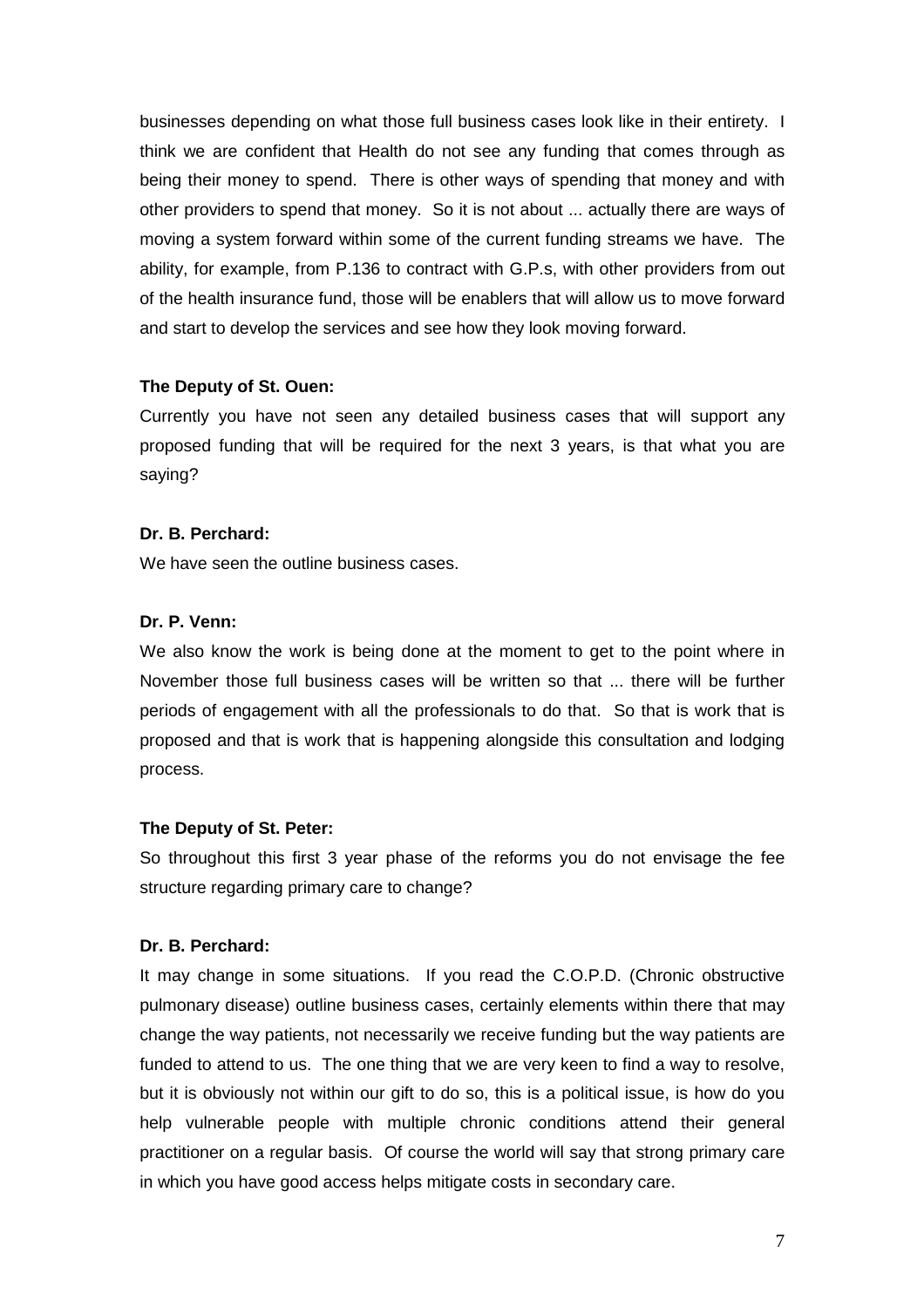businesses depending on what those full business cases look like in their entirety. I think we are confident that Health do not see any funding that comes through as being their money to spend. There is other ways of spending that money and with other providers to spend that money. So it is not about ... actually there are ways of moving a system forward within some of the current funding streams we have. The ability, for example, from P.136 to contract with G.P.s, with other providers from out of the health insurance fund, those will be enablers that will allow us to move forward and start to develop the services and see how they look moving forward.

**The Deputy of St. Ouen:**

Currently you have not seen any detailed business cases that will support any proposed funding that will be required for the next 3 years, is that what you are saying?

**Dr. B. Perchard:**

We have seen the outline business cases.

**Dr. P. Venn:**

We also know the work is being done at the moment to get to the point where in November those full business cases will be written so that ... there will be further periods of engagement with all the professionals to do that. So that is work that is proposed and that is work that is happening alongside this consultation and lodging process.

**The Deputy of St. Peter:**

So throughout this first 3 year phase of the reforms you do not envisage the fee structure regarding primary care to change?

**Dr. B. Perchard:**

It may change in some situations. If you read the C.O.P.D. (Chronic obstructive pulmonary disease) outline business cases, certainly elements within there that may change the way patients, not necessarily we receive funding but the way patients are funded to attend to us. The one thing that we are very keen to find a way to resolve, but it is obviously not within our gift to do so, this is a political issue, is how do you help vulnerable people with multiple chronic conditions attend their general practitioner on a regular basis. Of course the world will say that strong primary care in which you have good access helps mitigate costs in secondary care.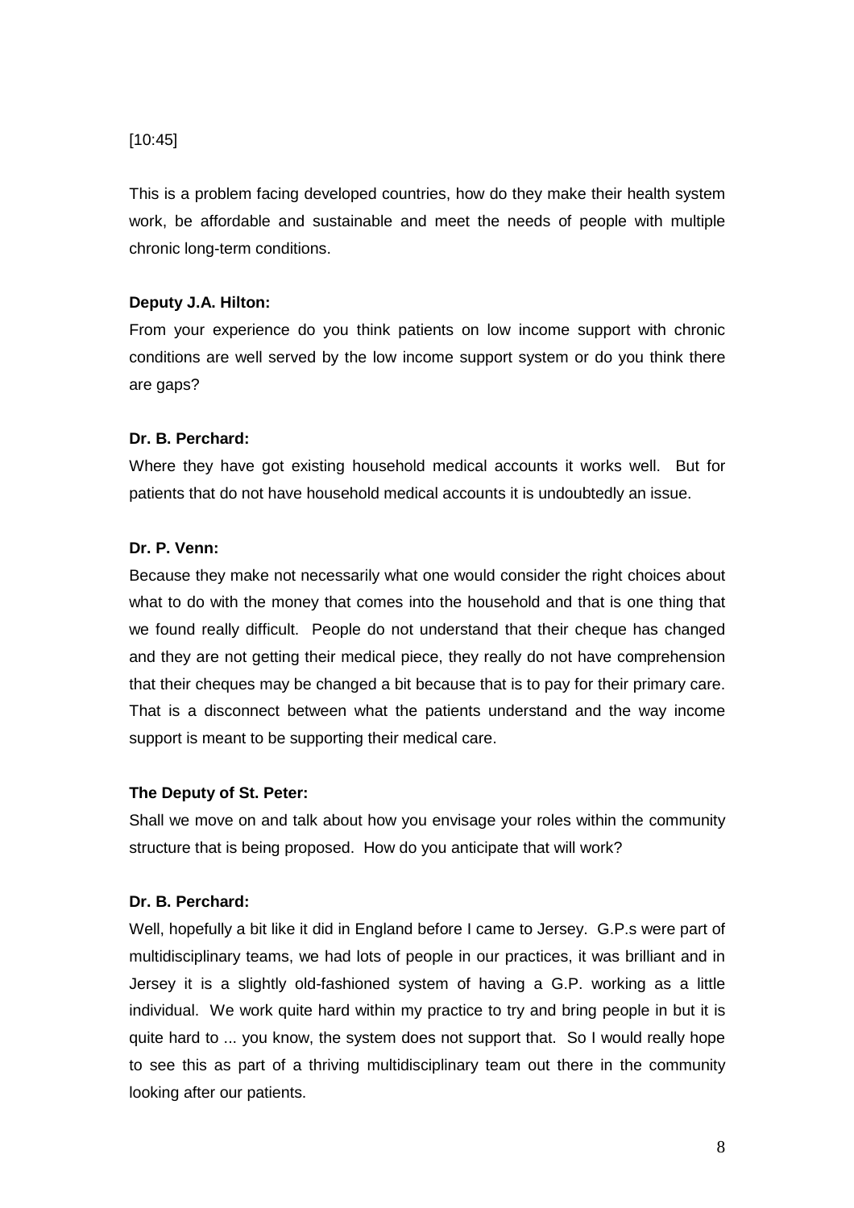[10:45]

This is a problem facing developed countries, how do they make their health system work, be affordable and sustainable and meet the needs of people with multiple chronic long-term conditions.

**Deputy J.A. Hilton:**

From your experience do you think patients on low income support with chronic conditions are well served by the low income support system or do you think there are gaps?

**Dr. B. Perchard:**

Where they have got existing household medical accounts it works well. But for patients that do not have household medical accounts it is undoubtedly an issue.

**Dr. P. Venn:**

Because they make not necessarily what one would consider the right choices about what to do with the money that comes into the household and that is one thing that we found really difficult. People do not understand that their cheque has changed and they are not getting their medical piece, they really do not have comprehension that their cheques may be changed a bit because that is to pay for their primary care. That is a disconnect between what the patients understand and the way income support is meant to be supporting their medical care.

**The Deputy of St. Peter:**

Shall we move on and talk about how you envisage your roles within the community structure that is being proposed. How do you anticipate that will work?

**Dr. B. Perchard:**

Well, hopefully a bit like it did in England before I came to Jersey. G.P.s were part of multidisciplinary teams, we had lots of people in our practices, it was brilliant and in Jersey it is a slightly old-fashioned system of having a G.P. working as a little individual. We work quite hard within my practice to try and bring people in but it is quite hard to ... you know, the system does not support that. So I would really hope to see this as part of a thriving multidisciplinary team out there in the community looking after our patients.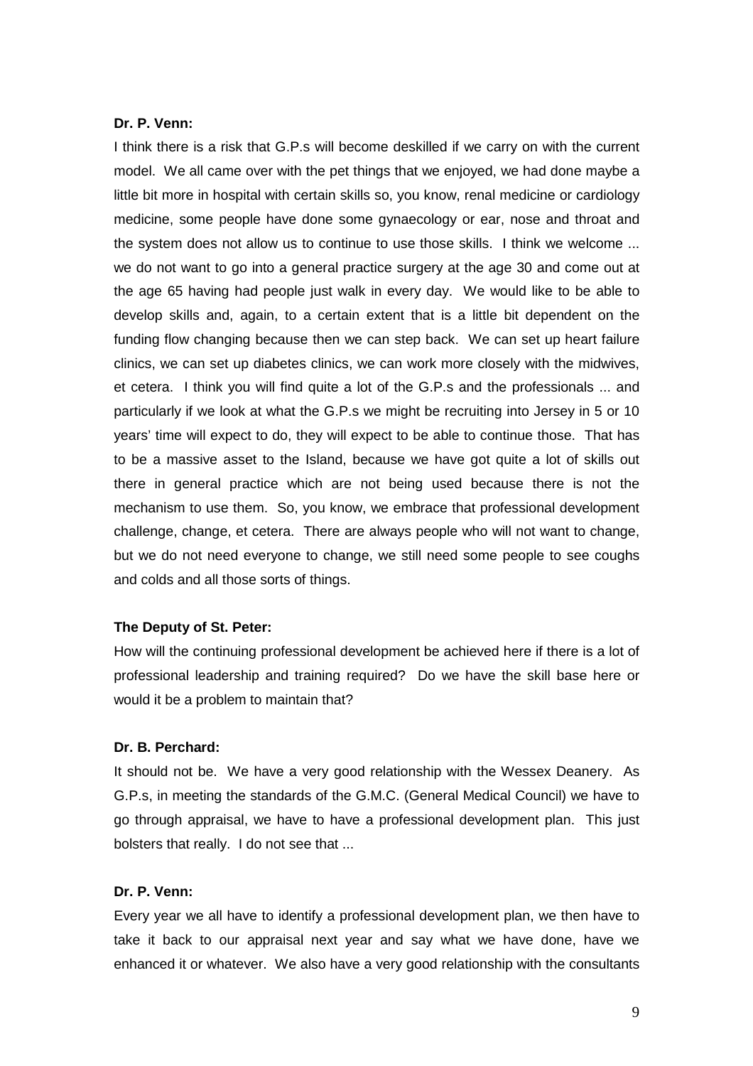**Dr. P. Venn:**

I think there is a risk that G.P.s will become deskilled if we carry on with the current model. We all came over with the pet things that we enjoyed, we had done maybe a little bit more in hospital with certain skills so, you know, renal medicine or cardiology medicine, some people have done some gynaecology or ear, nose and throat and the system does not allow us to continue to use those skills. I think we welcome ... we do not want to go into a general practice surgery at the age 30 and come out at the age 65 having had people just walk in every day. We would like to be able to develop skills and, again, to a certain extent that is a little bit dependent on the funding flow changing because then we can step back. We can set up heart failure clinics, we can set up diabetes clinics, we can work more closely with the midwives, et cetera. I think you will find quite a lot of the G.P.s and the professionals ... and particularly if we look at what the G.P.s we might be recruiting into Jersey in 5 or 10 years' time will expect to do, they will expect to be able to continue those. That has to be a massive asset to the Island, because we have got quite a lot of skills out there in general practice which are not being used because there is not the mechanism to use them. So, you know, we embrace that professional development challenge, change, et cetera. There are always people who will not want to change, but we do not need everyone to change, we still need some people to see coughs and colds and all those sorts of things.

**The Deputy of St. Peter:**

How will the continuing professional development be achieved here if there is a lot of professional leadership and training required? Do we have the skill base here or would it be a problem to maintain that?

**Dr. B. Perchard:**

It should not be. We have a very good relationship with the Wessex Deanery. As G.P.s, in meeting the standards of the G.M.C. (General Medical Council) we have to go through appraisal, we have to have a professional development plan. This just bolsters that really. I do not see that ...

**Dr. P. Venn:**

Every year we all have to identify a professional development plan, we then have to take it back to our appraisal next year and say what we have done, have we enhanced it or whatever. We also have a very good relationship with the consultants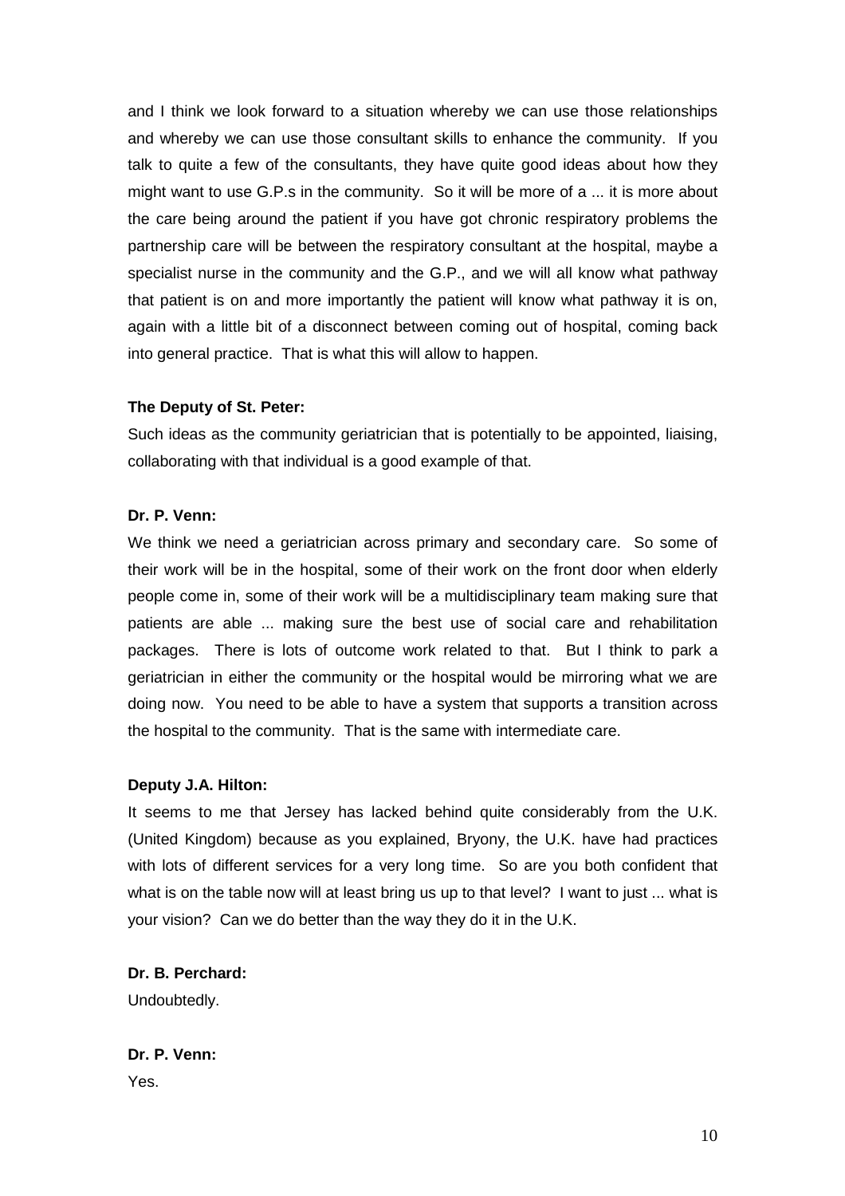and I think we look forward to a situation whereby we can use those relationships and whereby we can use those consultant skills to enhance the community. If you talk to quite a few of the consultants, they have quite good ideas about how they might want to use G.P.s in the community. So it will be more of a ... it is more about the care being around the patient if you have got chronic respiratory problems the partnership care will be between the respiratory consultant at the hospital, maybe a specialist nurse in the community and the G.P., and we will all know what pathway that patient is on and more importantly the patient will know what pathway it is on, again with a little bit of a disconnect between coming out of hospital, coming back into general practice. That is what this will allow to happen.

**The Deputy of St. Peter:**

Such ideas as the community geriatrician that is potentially to be appointed, liaising, collaborating with that individual is a good example of that.

**Dr. P. Venn:**

We think we need a geriatrician across primary and secondary care. So some of their work will be in the hospital, some of their work on the front door when elderly people come in, some of their work will be a multidisciplinary team making sure that patients are able ... making sure the best use of social care and rehabilitation packages. There is lots of outcome work related to that. But I think to park a geriatrician in either the community or the hospital would be mirroring what we are doing now. You need to be able to have a system that supports a transition across the hospital to the community. That is the same with intermediate care.

**Deputy J.A. Hilton:**

It seems to me that Jersey has lacked behind quite considerably from the U.K. (United Kingdom) because as you explained, Bryony, the U.K. have had practices with lots of different services for a very long time. So are you both confident that what is on the table now will at least bring us up to that level? I want to just ... what is your vision? Can we do better than the way they do it in the U.K.

**Dr. B. Perchard:**

Undoubtedly.

**Dr. P. Venn:**

Yes.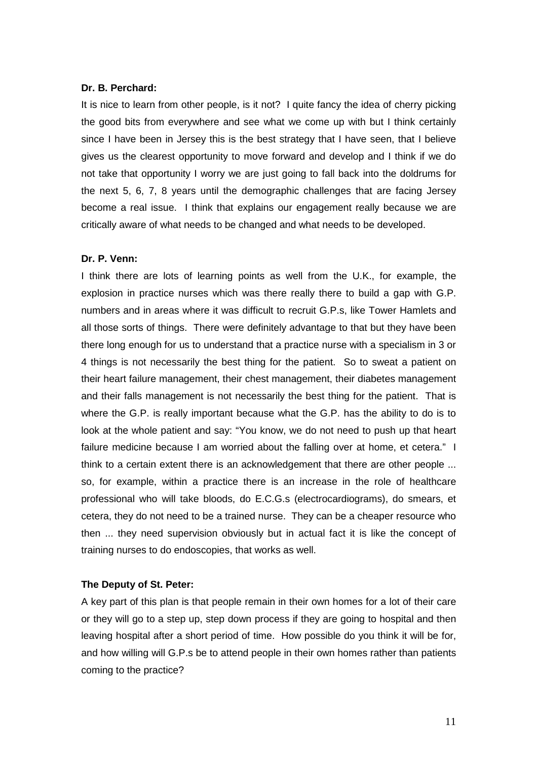**Dr. B. Perchard:**

It is nice to learn from other people, is it not? I quite fancy the idea of cherry picking the good bits from everywhere and see what we come up with but I think certainly since I have been in Jersey this is the best strategy that I have seen, that I believe gives us the clearest opportunity to move forward and develop and I think if we do not take that opportunity I worry we are just going to fall back into the doldrums for the next 5, 6, 7, 8 years until the demographic challenges that are facing Jersey become a real issue. I think that explains our engagement really because we are critically aware of what needs to be changed and what needs to be developed.

**Dr. P. Venn:**

I think there are lots of learning points as well from the U.K., for example, the explosion in practice nurses which was there really there to build a gap with G.P. numbers and in areas where it was difficult to recruit G.P.s, like Tower Hamlets and all those sorts of things. There were definitely advantage to that but they have been there long enough for us to understand that a practice nurse with a specialism in 3 or 4 things is not necessarily the best thing for the patient. So to sweat a patient on their heart failure management, their chest management, their diabetes management and their falls management is not necessarily the best thing for the patient. That is where the G.P. is really important because what the G.P. has the ability to do is to look at the whole patient and say: "You know, we do not need to push up that heart failure medicine because I am worried about the falling over at home, et cetera." I think to a certain extent there is an acknowledgement that there are other people ... so, for example, within a practice there is an increase in the role of healthcare professional who will take bloods, do E.C.G.s (electrocardiograms), do smears, et cetera, they do not need to be a trained nurse. They can be a cheaper resource who then ... they need supervision obviously but in actual fact it is like the concept of training nurses to do endoscopies, that works as well.

**The Deputy of St. Peter:**

A key part of this plan is that people remain in their own homes for a lot of their care or they will go to a step up, step down process if they are going to hospital and then leaving hospital after a short period of time. How possible do you think it will be for, and how willing will G.P.s be to attend people in their own homes rather than patients coming to the practice?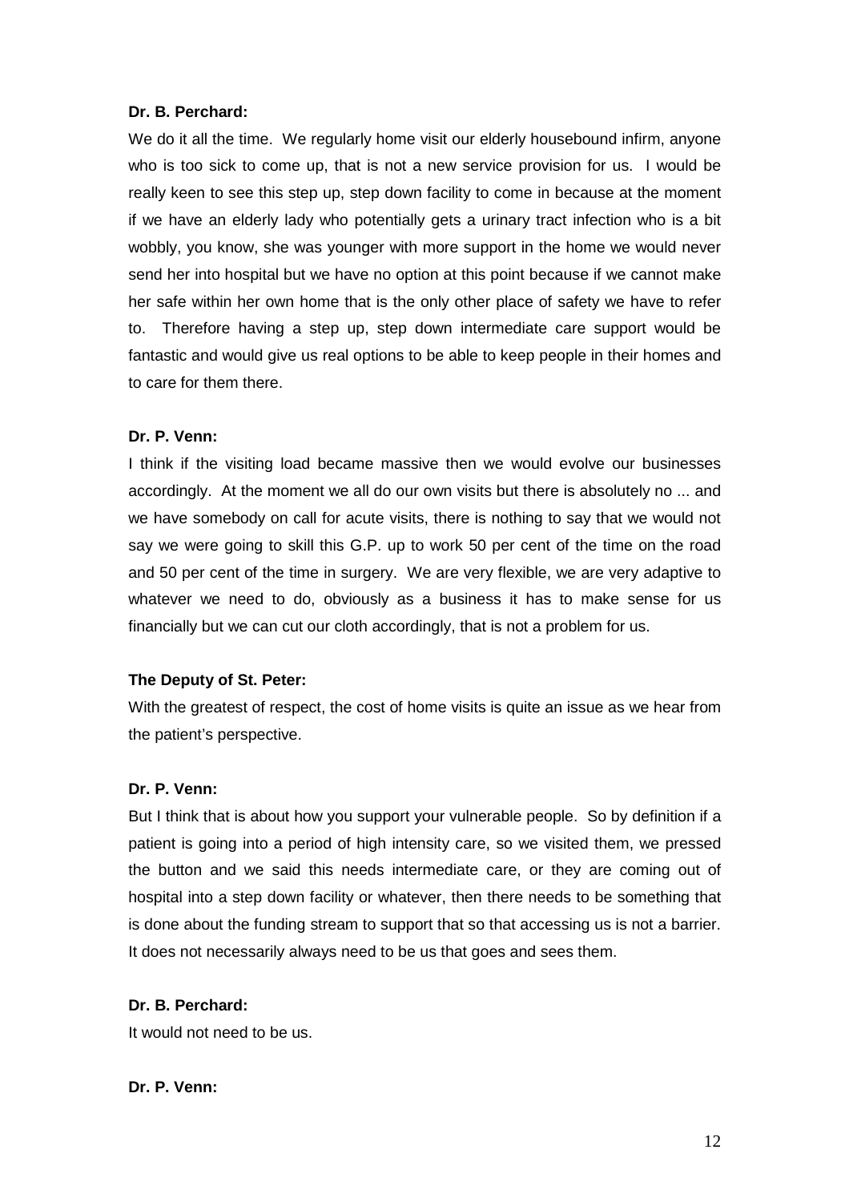**Dr. B. Perchard:**

We do it all the time. We regularly home visit our elderly housebound infirm, anyone who is too sick to come up, that is not a new service provision for us. I would be really keen to see this step up, step down facility to come in because at the moment if we have an elderly lady who potentially gets a urinary tract infection who is a bit wobbly, you know, she was younger with more support in the home we would never send her into hospital but we have no option at this point because if we cannot make her safe within her own home that is the only other place of safety we have to refer to. Therefore having a step up, step down intermediate care support would be fantastic and would give us real options to be able to keep people in their homes and to care for them there.

**Dr. P. Venn:**

I think if the visiting load became massive then we would evolve our businesses accordingly. At the moment we all do our own visits but there is absolutely no ... and we have somebody on call for acute visits, there is nothing to say that we would not say we were going to skill this G.P. up to work 50 per cent of the time on the road and 50 per cent of the time in surgery. We are very flexible, we are very adaptive to whatever we need to do, obviously as a business it has to make sense for us financially but we can cut our cloth accordingly, that is not a problem for us.

**The Deputy of St. Peter:**

With the greatest of respect, the cost of home visits is quite an issue as we hear from the patient's perspective.

**Dr. P. Venn:**

But I think that is about how you support your vulnerable people. So by definition if a patient is going into a period of high intensity care, so we visited them, we pressed the button and we said this needs intermediate care, or they are coming out of hospital into a step down facility or whatever, then there needs to be something that is done about the funding stream to support that so that accessing us is not a barrier. It does not necessarily always need to be us that goes and sees them.

**Dr. B. Perchard:**

It would not need to be us.

**Dr. P. Venn:**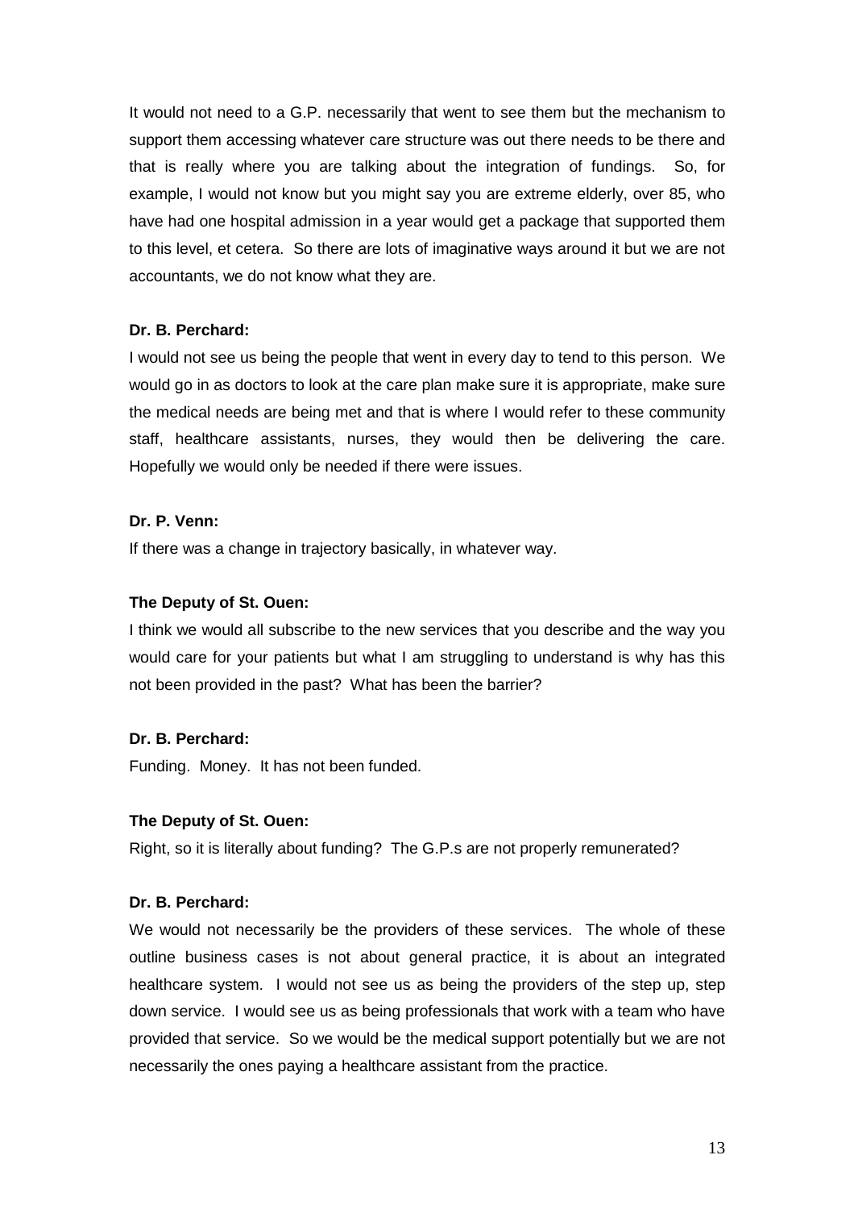It would not need to a G.P. necessarily that went to see them but the mechanism to support them accessing whatever care structure was out there needs to be there and that is really where you are talking about the integration of fundings. So, for example, I would not know but you might say you are extreme elderly, over 85, who have had one hospital admission in a year would get a package that supported them to this level, et cetera. So there are lots of imaginative ways around it but we are not accountants, we do not know what they are.

**Dr. B. Perchard:**

I would not see us being the people that went in every day to tend to this person. We would go in as doctors to look at the care plan make sure it is appropriate, make sure the medical needs are being met and that is where I would refer to these community staff, healthcare assistants, nurses, they would then be delivering the care. Hopefully we would only be needed if there were issues.

**Dr. P. Venn:**

If there was a change in trajectory basically, in whatever way.

**The Deputy of St. Ouen:**

I think we would all subscribe to the new services that you describe and the way you would care for your patients but what I am struggling to understand is why has this not been provided in the past? What has been the barrier?

**Dr. B. Perchard:**

Funding. Money. It has not been funded.

**The Deputy of St. Ouen:**

Right, so it is literally about funding? The G.P.s are not properly remunerated?

**Dr. B. Perchard:**

We would not necessarily be the providers of these services. The whole of these outline business cases is not about general practice, it is about an integrated healthcare system. I would not see us as being the providers of the step up, step down service. I would see us as being professionals that work with a team who have provided that service. So we would be the medical support potentially but we are not necessarily the ones paying a healthcare assistant from the practice.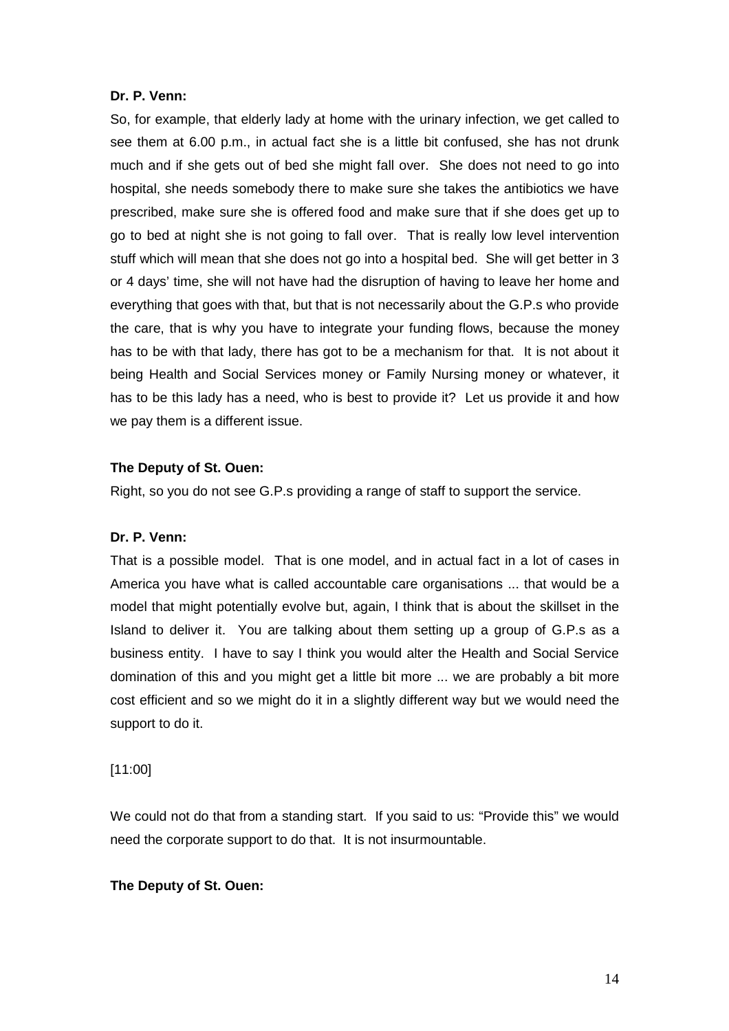**Dr. P. Venn:**

So, for example, that elderly lady at home with the urinary infection, we get called to see them at 6.00 p.m., in actual fact she is a little bit confused, she has not drunk much and if she gets out of bed she might fall over. She does not need to go into hospital, she needs somebody there to make sure she takes the antibiotics we have prescribed, make sure she is offered food and make sure that if she does get up to go to bed at night she is not going to fall over. That is really low level intervention stuff which will mean that she does not go into a hospital bed. She will get better in 3 or 4 days' time, she will not have had the disruption of having to leave her home and everything that goes with that, but that is not necessarily about the G.P.s who provide the care, that is why you have to integrate your funding flows, because the money has to be with that lady, there has got to be a mechanism for that. It is not about it being Health and Social Services money or Family Nursing money or whatever, it has to be this lady has a need, who is best to provide it? Let us provide it and how we pay them is a different issue.

**The Deputy of St. Ouen:**

Right, so you do not see G.P.s providing a range of staff to support the service.

**Dr. P. Venn:**

That is a possible model. That is one model, and in actual fact in a lot of cases in America you have what is called accountable care organisations ... that would be a model that might potentially evolve but, again, I think that is about the skillset in the Island to deliver it. You are talking about them setting up a group of G.P.s as a business entity. I have to say I think you would alter the Health and Social Service domination of this and you might get a little bit more ... we are probably a bit more cost efficient and so we might do it in a slightly different way but we would need the support to do it.

[11:00]

We could not do that from a standing start. If you said to us: "Provide this" we would need the corporate support to do that. It is not insurmountable.

**The Deputy of St. Ouen:**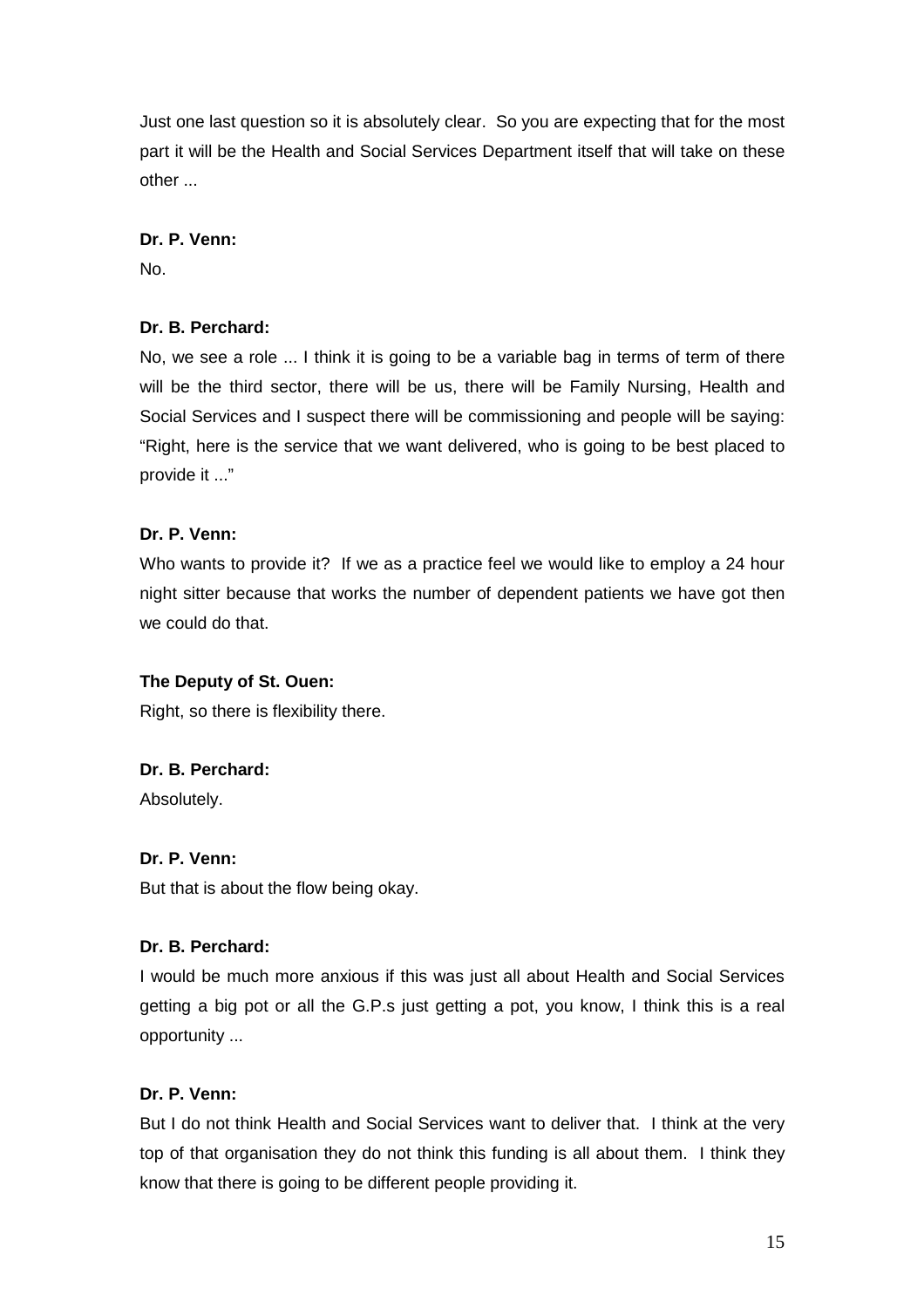Just one last question so it is absolutely clear. So you are expecting that for the most part it will be the Health and Social Services Department itself that will take on these other ...

**Dr. P. Venn:**

No.

**Dr. B. Perchard:**

No, we see a role ... I think it is going to be a variable bag in terms of term of there will be the third sector, there will be us, there will be Family Nursing, Health and Social Services and I suspect there will be commissioning and people will be saying: "Right, here is the service that we want delivered, who is going to be best placed to provide it ..."

**Dr. P. Venn:**

Who wants to provide it? If we as a practice feel we would like to employ a 24 hour night sitter because that works the number of dependent patients we have got then we could do that.

**The Deputy of St. Ouen:**

Right, so there is flexibility there.

**Dr. B. Perchard:**

Absolutely.

**Dr. P. Venn:**

But that is about the flow being okay.

**Dr. B. Perchard:**

I would be much more anxious if this was just all about Health and Social Services getting a big pot or all the G.P.s just getting a pot, you know, I think this is a real opportunity ...

**Dr. P. Venn:**

But I do not think Health and Social Services want to deliver that. I think at the very top of that organisation they do not think this funding is all about them. I think they know that there is going to be different people providing it.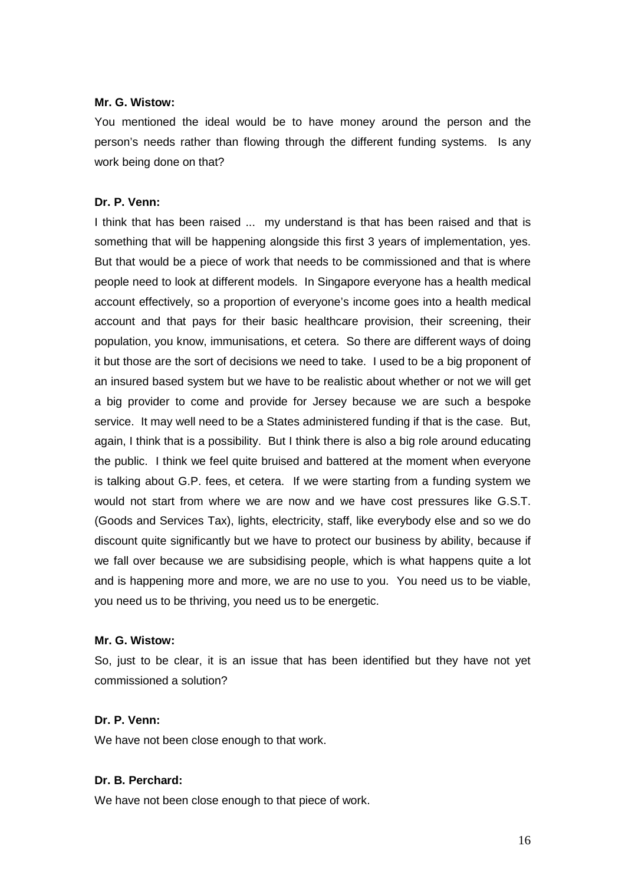**Mr. G. Wistow:**

You mentioned the ideal would be to have money around the person and the person's needs rather than flowing through the different funding systems. Is any work being done on that?

**Dr. P. Venn:**

I think that has been raised ... my understand is that has been raised and that is something that will be happening alongside this first 3 years of implementation, yes. But that would be a piece of work that needs to be commissioned and that is where people need to look at different models. In Singapore everyone has a health medical account effectively, so a proportion of everyone's income goes into a health medical account and that pays for their basic healthcare provision, their screening, their population, you know, immunisations, et cetera. So there are different ways of doing it but those are the sort of decisions we need to take. I used to be a big proponent of an insured based system but we have to be realistic about whether or not we will get a big provider to come and provide for Jersey because we are such a bespoke service. It may well need to be a States administered funding if that is the case. But, again, I think that is a possibility. But I think there is also a big role around educating the public. I think we feel quite bruised and battered at the moment when everyone is talking about G.P. fees, et cetera. If we were starting from a funding system we would not start from where we are now and we have cost pressures like G.S.T. (Goods and Services Tax), lights, electricity, staff, like everybody else and so we do discount quite significantly but we have to protect our business by ability, because if we fall over because we are subsidising people, which is what happens quite a lot and is happening more and more, we are no use to you. You need us to be viable, you need us to be thriving, you need us to be energetic.

**Mr. G. Wistow:**

So, just to be clear, it is an issue that has been identified but they have not yet commissioned a solution?

**Dr. P. Venn:**

We have not been close enough to that work.

**Dr. B. Perchard:**

We have not been close enough to that piece of work.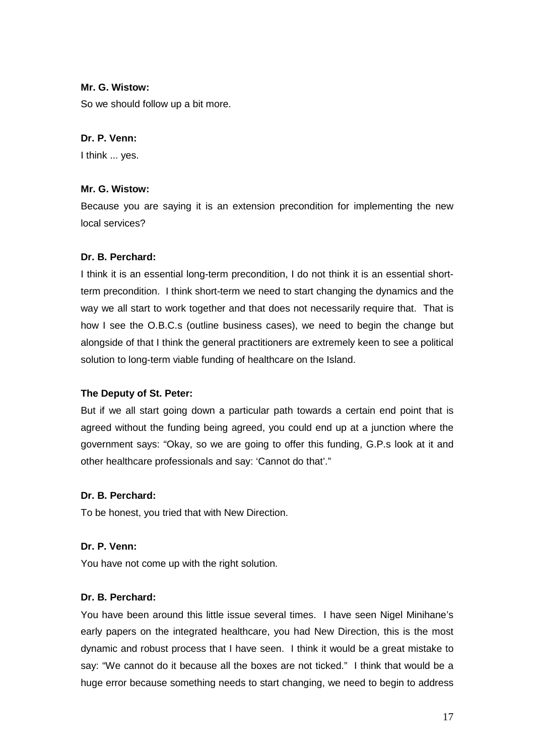**Mr. G. Wistow:**

So we should follow up a bit more.

**Dr. P. Venn:**

I think ... yes.

**Mr. G. Wistow:**

Because you are saying it is an extension precondition for implementing the new local services?

**Dr. B. Perchard:**

I think it is an essential long-term precondition, I do not think it is an essential short-term precondition. I think short-term we need to start changing the dynamics and the way we all start to work together and that does not necessarily require that. That is how I see the O.B.C.s (outline business cases), we need to begin the change but alongside of that I think the general practitioners are extremely keen to see a political solution to long-term viable funding of healthcare on the Island.

**The Deputy of St. Peter:**

But if we all start going down a particular path towards a certain end point that is agreed without the funding being agreed, you could end up at a junction where the government says: "Okay, so we are going to offer this funding, G.P.s look at it and other healthcare professionals and say: 'Cannot do that'."

**Dr. B. Perchard:**

To be honest, you tried that with New Direction.

**Dr. P. Venn:**

You have not come up with the right solution.

**Dr. B. Perchard:**

You have been around this little issue several times. I have seen Nigel Minihane's early papers on the integrated healthcare, you had New Direction, this is the most dynamic and robust process that I have seen. I think it would be a great mistake to say: "We cannot do it because all the boxes are not ticked." I think that would be a huge error because something needs to start changing, we need to begin to address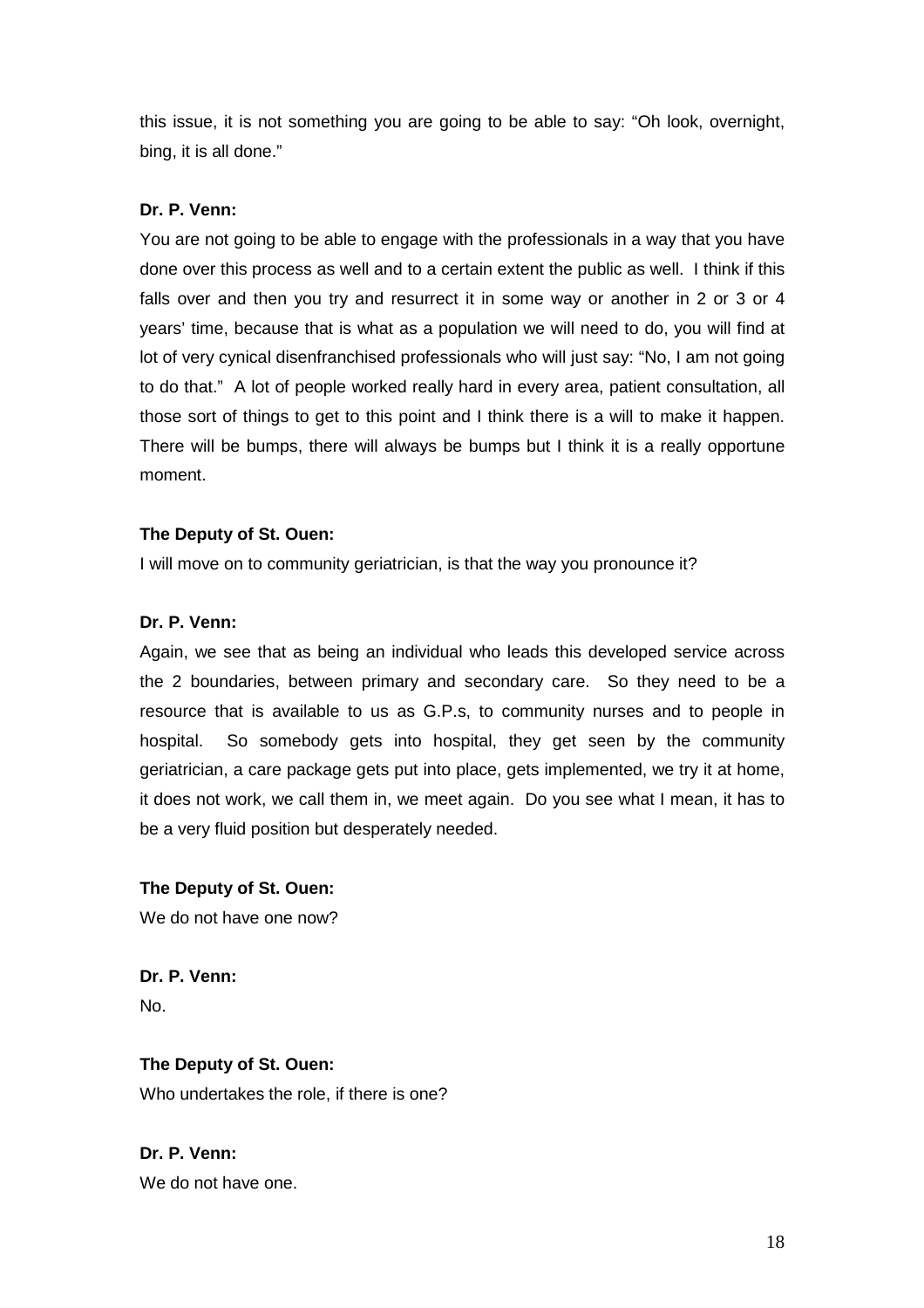this issue, it is not something you are going to be able to say: "Oh look, overnight, bing, it is all done."

**Dr. P. Venn:**

You are not going to be able to engage with the professionals in a way that you have done over this process as well and to a certain extent the public as well. I think if this falls over and then you try and resurrect it in some way or another in 2 or 3 or 4 years' time, because that is what as a population we will need to do, you will find at lot of very cynical disenfranchised professionals who will just say: "No, I am not going to do that." A lot of people worked really hard in every area, patient consultation, all those sort of things to get to this point and I think there is a will to make it happen. There will be bumps, there will always be bumps but I think it is a really opportune moment.

**The Deputy of St. Ouen:**

I will move on to community geriatrician, is that the way you pronounce it?

**Dr. P. Venn:**

Again, we see that as being an individual who leads this developed service across the 2 boundaries, between primary and secondary care. So they need to be a resource that is available to us as G.P.s, to community nurses and to people in hospital. So somebody gets into hospital, they get seen by the community geriatrician, a care package gets put into place, gets implemented, we try it at home, it does not work, we call them in, we meet again. Do you see what I mean, it has to be a very fluid position but desperately needed.

**The Deputy of St. Ouen:**

We do not have one now?

**Dr. P. Venn:**

No.

**The Deputy of St. Ouen:**

Who undertakes the role, if there is one?

**Dr. P. Venn:**

We do not have one.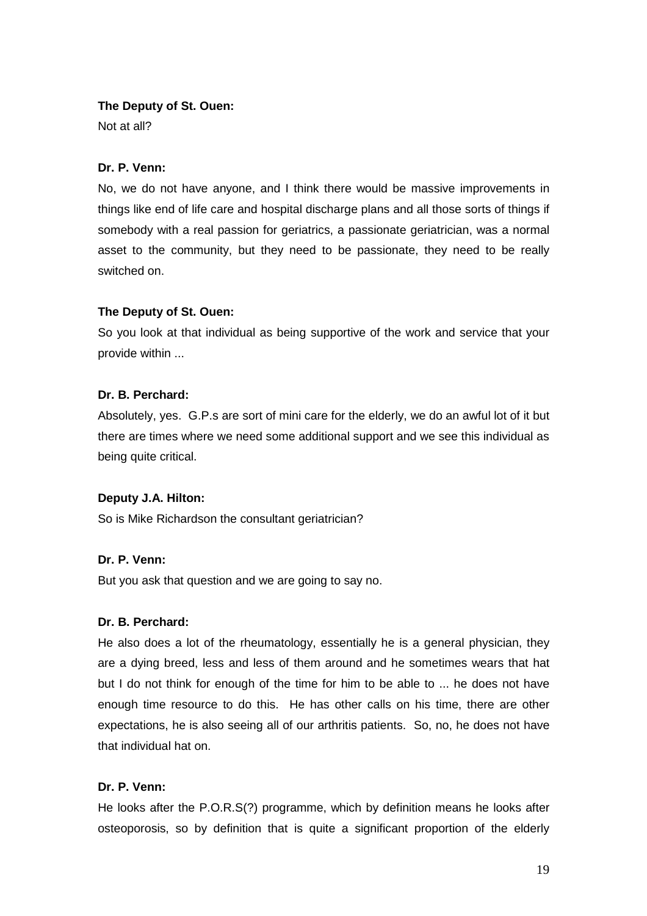**The Deputy of St. Ouen:**

Not at all?

**Dr. P. Venn:**

No, we do not have anyone, and I think there would be massive improvements in things like end of life care and hospital discharge plans and all those sorts of things if somebody with a real passion for geriatrics, a passionate geriatrician, was a normal asset to the community, but they need to be passionate, they need to be really switched on.

**The Deputy of St. Ouen:**

So you look at that individual as being supportive of the work and service that your provide within ...

**Dr. B. Perchard:**

Absolutely, yes. G.P.s are sort of mini care for the elderly, we do an awful lot of it but there are times where we need some additional support and we see this individual as being quite critical.

**Deputy J.A. Hilton:**

So is Mike Richardson the consultant geriatrician?

**Dr. P. Venn:**

But you ask that question and we are going to say no.

**Dr. B. Perchard:**

He also does a lot of the rheumatology, essentially he is a general physician, they are a dying breed, less and less of them around and he sometimes wears that hat but I do not think for enough of the time for him to be able to ... he does not have enough time resource to do this. He has other calls on his time, there are other expectations, he is also seeing all of our arthritis patients. So, no, he does not have that individual hat on.

**Dr. P. Venn:**

He looks after the P.O.R.S(?) programme, which by definition means he looks after osteoporosis, so by definition that is quite a significant proportion of the elderly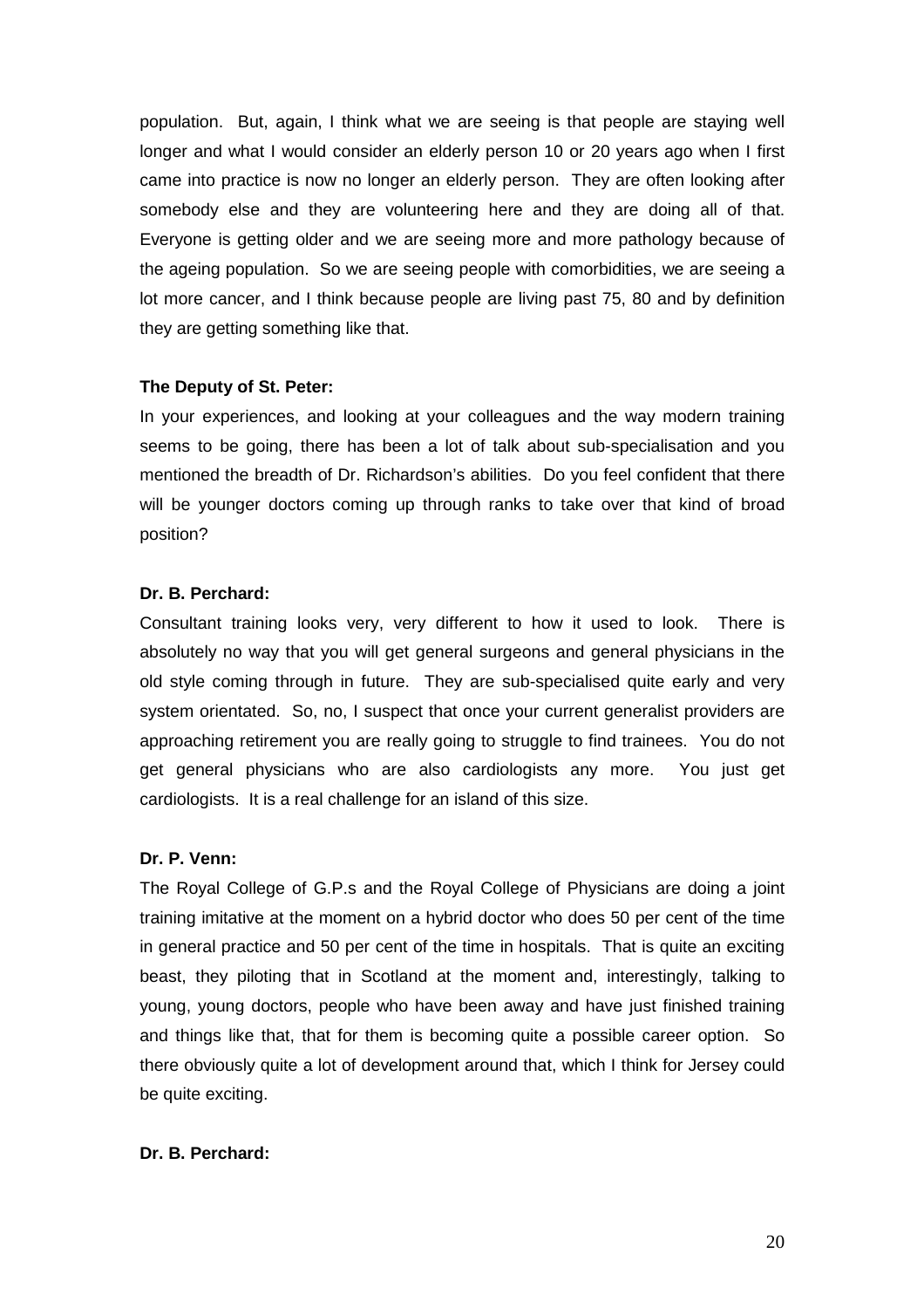population. But, again, I think what we are seeing is that people are staying well longer and what I would consider an elderly person 10 or 20 years ago when I first came into practice is now no longer an elderly person. They are often looking after somebody else and they are volunteering here and they are doing all of that. Everyone is getting older and we are seeing more and more pathology because of the ageing population. So we are seeing people with comorbidities, we are seeing a lot more cancer, and I think because people are living past 75, 80 and by definition they are getting something like that.

**The Deputy of St. Peter:**

In your experiences, and looking at your colleagues and the way modern training seems to be going, there has been a lot of talk about sub-specialisation and you mentioned the breadth of Dr. Richardson's abilities. Do you feel confident that there will be younger doctors coming up through ranks to take over that kind of broad position?

**Dr. B. Perchard:**

Consultant training looks very, very different to how it used to look. There is absolutely no way that you will get general surgeons and general physicians in the old style coming through in future. They are sub-specialised quite early and very system orientated. So, no, I suspect that once your current generalist providers are approaching retirement you are really going to struggle to find trainees. You do not get general physicians who are also cardiologists any more. You just get cardiologists. It is a real challenge for an island of this size.

**Dr. P. Venn:**

The Royal College of G.P.s and the Royal College of Physicians are doing a joint training imitative at the moment on a hybrid doctor who does 50 per cent of the time in general practice and 50 per cent of the time in hospitals. That is quite an exciting beast, they piloting that in Scotland at the moment and, interestingly, talking to young, young doctors, people who have been away and have just finished training and things like that, that for them is becoming quite a possible career option. So there obviously quite a lot of development around that, which I think for Jersey could be quite exciting.

**Dr. B. Perchard:**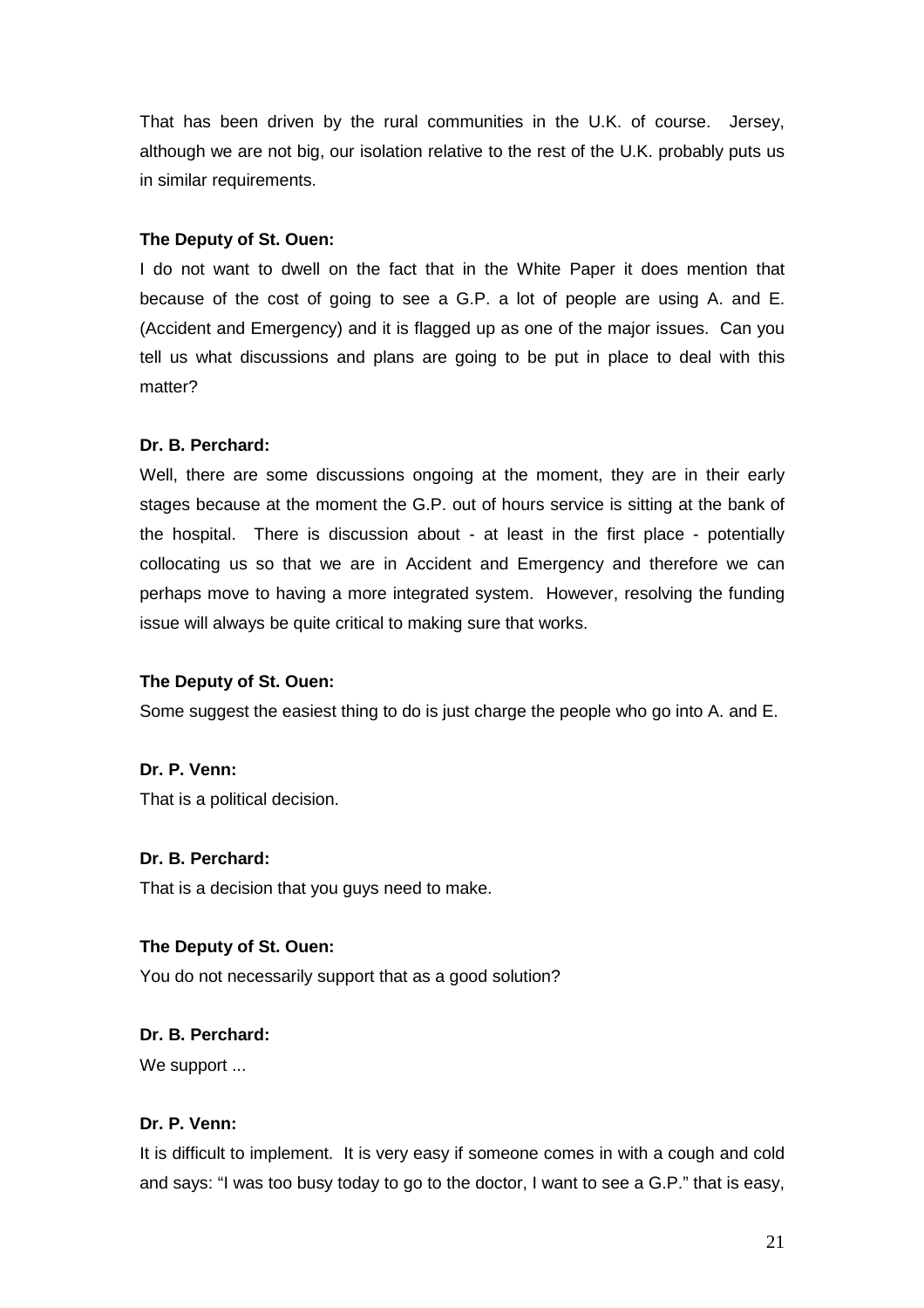That has been driven by the rural communities in the U.K. of course. Jersey, although we are not big, our isolation relative to the rest of the U.K. probably puts us in similar requirements.

**The Deputy of St. Ouen:**

I do not want to dwell on the fact that in the White Paper it does mention that because of the cost of going to see a G.P. a lot of people are using A. and E. (Accident and Emergency) and it is flagged up as one of the major issues. Can you tell us what discussions and plans are going to be put in place to deal with this matter?

**Dr. B. Perchard:**

Well, there are some discussions ongoing at the moment, they are in their early stages because at the moment the G.P. out of hours service is sitting at the bank of the hospital. There is discussion about - at least in the first place - potentially collocating us so that we are in Accident and Emergency and therefore we can perhaps move to having a more integrated system. However, resolving the funding issue will always be quite critical to making sure that works.

**The Deputy of St. Ouen:**

Some suggest the easiest thing to do is just charge the people who go into A. and E.

**Dr. P. Venn:**

That is a political decision.

**Dr. B. Perchard:**

That is a decision that you guys need to make.

**The Deputy of St. Ouen:**

You do not necessarily support that as a good solution?

**Dr. B. Perchard:**

We support ...

**Dr. P. Venn:**

It is difficult to implement. It is very easy if someone comes in with a cough and cold and says: "I was too busy today to go to the doctor, I want to see a G.P." that is easy,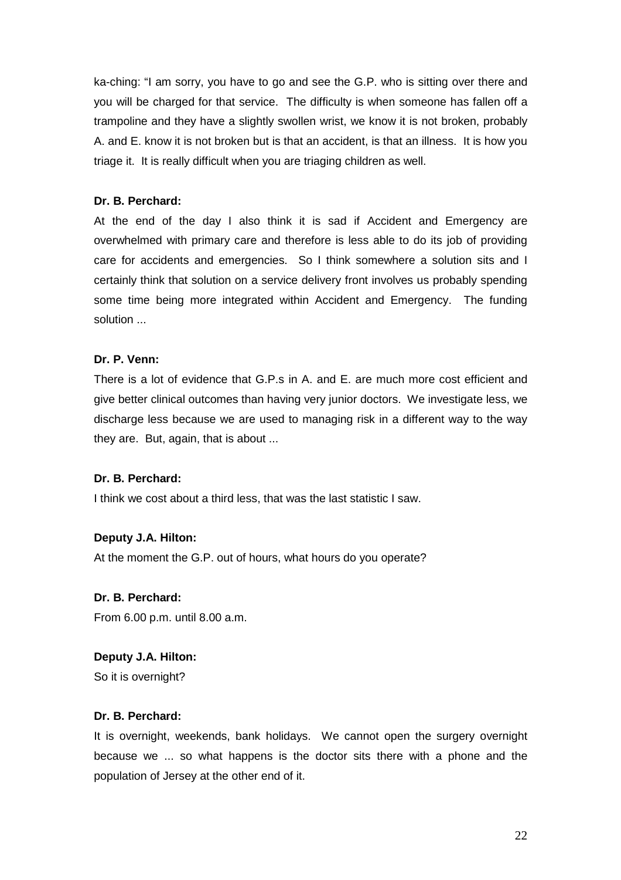ka-ching: "I am sorry, you have to go and see the G.P. who is sitting over there and you will be charged for that service. The difficulty is when someone has fallen off a trampoline and they have a slightly swollen wrist, we know it is not broken, probably A. and E. know it is not broken but is that an accident, is that an illness. It is how you triage it. It is really difficult when you are triaging children as well.

**Dr. B. Perchard:**

At the end of the day I also think it is sad if Accident and Emergency are overwhelmed with primary care and therefore is less able to do its job of providing care for accidents and emergencies. So I think somewhere a solution sits and I certainly think that solution on a service delivery front involves us probably spending some time being more integrated within Accident and Emergency. The funding solution ...

**Dr. P. Venn:**

There is a lot of evidence that G.P.s in A. and E. are much more cost efficient and give better clinical outcomes than having very junior doctors. We investigate less, we discharge less because we are used to managing risk in a different way to the way they are. But, again, that is about ...

**Dr. B. Perchard:**

I think we cost about a third less, that was the last statistic I saw.

**Deputy J.A. Hilton:**

At the moment the G.P. out of hours, what hours do you operate?

**Dr. B. Perchard:**

From 6.00 p.m. until 8.00 a.m.

**Deputy J.A. Hilton:**

So it is overnight?

**Dr. B. Perchard:**

It is overnight, weekends, bank holidays. We cannot open the surgery overnight because we ... so what happens is the doctor sits there with a phone and the population of Jersey at the other end of it.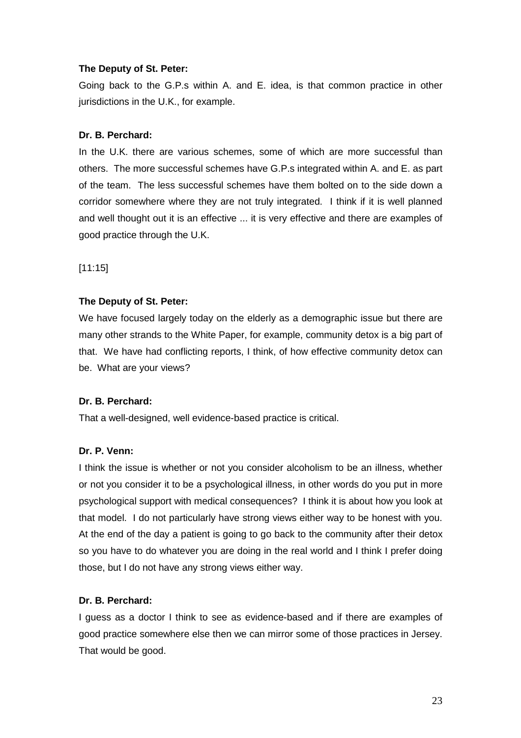**The Deputy of St. Peter:**

Going back to the G.P.s within A. and E. idea, is that common practice in other jurisdictions in the U.K., for example.

**Dr. B. Perchard:**

In the U.K. there are various schemes, some of which are more successful than others. The more successful schemes have G.P.s integrated within A. and E. as part of the team. The less successful schemes have them bolted on to the side down a corridor somewhere where they are not truly integrated. I think if it is well planned and well thought out it is an effective ... it is very effective and there are examples of good practice through the U.K.

[11:15]

**The Deputy of St. Peter:**

We have focused largely today on the elderly as a demographic issue but there are many other strands to the White Paper, for example, community detox is a big part of that. We have had conflicting reports, I think, of how effective community detox can be. What are your views?

**Dr. B. Perchard:**

That a well-designed, well evidence-based practice is critical.

**Dr. P. Venn:**

I think the issue is whether or not you consider alcoholism to be an illness, whether or not you consider it to be a psychological illness, in other words do you put in more psychological support with medical consequences? I think it is about how you look at that model. I do not particularly have strong views either way to be honest with you. At the end of the day a patient is going to go back to the community after their detox so you have to do whatever you are doing in the real world and I think I prefer doing those, but I do not have any strong views either way.

**Dr. B. Perchard:**

I guess as a doctor I think to see as evidence-based and if there are examples of good practice somewhere else then we can mirror some of those practices in Jersey. That would be good.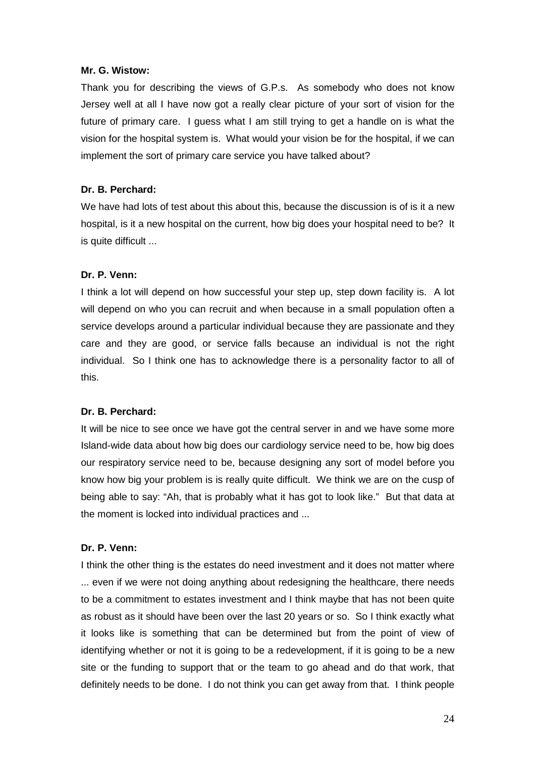**Mr. G. Wistow:**

Thank you for describing the views of G.P.s. As somebody who does not know Jersey well at all I have now got a really clear picture of your sort of vision for the future of primary care. I guess what I am still trying to get a handle on is what the vision for the hospital system is. What would your vision be for the hospital, if we can implement the sort of primary care service you have talked about?

**Dr. B. Perchard:**

We have had lots of test about this about this, because the discussion is of is it a new hospital, is it a new hospital on the current, how big does your hospital need to be? It is quite difficult ...

**Dr. P. Venn:**

I think a lot will depend on how successful your step up, step down facility is. A lot will depend on who you can recruit and when because in a small population often a service develops around a particular individual because they are passionate and they care and they are good, or service falls because an individual is not the right individual. So I think one has to acknowledge there is a personality factor to all of this.

**Dr. B. Perchard:**

It will be nice to see once we have got the central server in and we have some more Island-wide data about how big does our cardiology service need to be, how big does our respiratory service need to be, because designing any sort of model before you know how big your problem is is really quite difficult. We think we are on the cusp of being able to say: "Ah, that is probably what it has got to look like." But that data at the moment is locked into individual practices and ...

**Dr. P. Venn:**

I think the other thing is the estates do need investment and it does not matter where ... even if we were not doing anything about redesigning the healthcare, there needs to be a commitment to estates investment and I think maybe that has not been quite as robust as it should have been over the last 20 years or so. So I think exactly what it looks like is something that can be determined but from the point of view of identifying whether or not it is going to be a redevelopment, if it is going to be a new site or the funding to support that or the team to go ahead and do that work, that definitely needs to be done. I do not think you can get away from that. I think people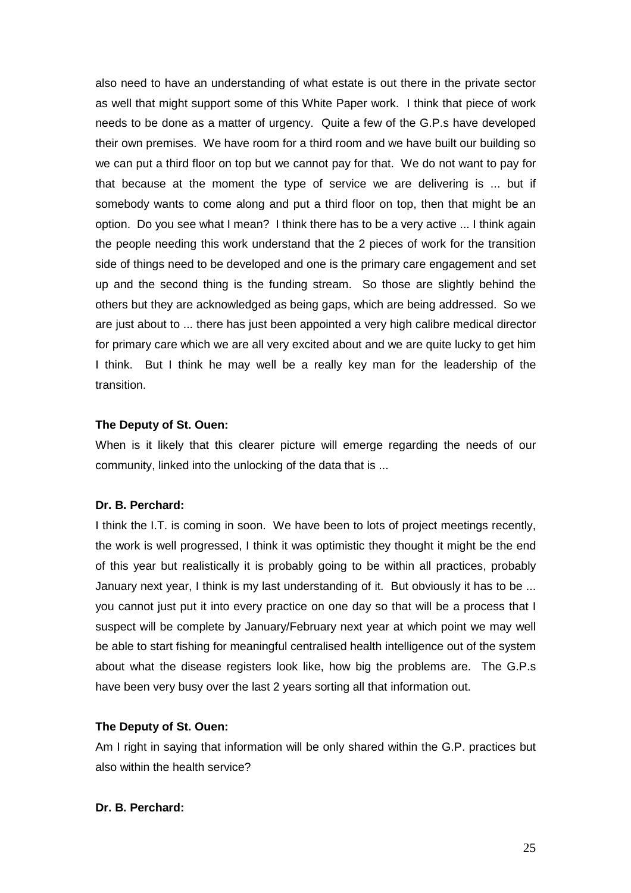also need to have an understanding of what estate is out there in the private sector as well that might support some of this White Paper work. I think that piece of work needs to be done as a matter of urgency. Quite a few of the G.P.s have developed their own premises. We have room for a third room and we have built our building so we can put a third floor on top but we cannot pay for that. We do not want to pay for that because at the moment the type of service we are delivering is ... but if somebody wants to come along and put a third floor on top, then that might be an option. Do you see what I mean? I think there has to be a very active ... I think again the people needing this work understand that the 2 pieces of work for the transition side of things need to be developed and one is the primary care engagement and set up and the second thing is the funding stream. So those are slightly behind the others but they are acknowledged as being gaps, which are being addressed. So we are just about to ... there has just been appointed a very high calibre medical director for primary care which we are all very excited about and we are quite lucky to get him I think. But I think he may well be a really key man for the leadership of the transition.

**The Deputy of St. Ouen:**

When is it likely that this clearer picture will emerge regarding the needs of our community, linked into the unlocking of the data that is ...

**Dr. B. Perchard:**

I think the I.T. is coming in soon. We have been to lots of project meetings recently, the work is well progressed, I think it was optimistic they thought it might be the end of this year but realistically it is probably going to be within all practices, probably January next year, I think is my last understanding of it. But obviously it has to be ... you cannot just put it into every practice on one day so that will be a process that I suspect will be complete by January/February next year at which point we may well be able to start fishing for meaningful centralised health intelligence out of the system about what the disease registers look like, how big the problems are. The G.P.s have been very busy over the last 2 years sorting all that information out.

**The Deputy of St. Ouen:**

Am I right in saying that information will be only shared within the G.P. practices but also within the health service?

**Dr. B. Perchard:**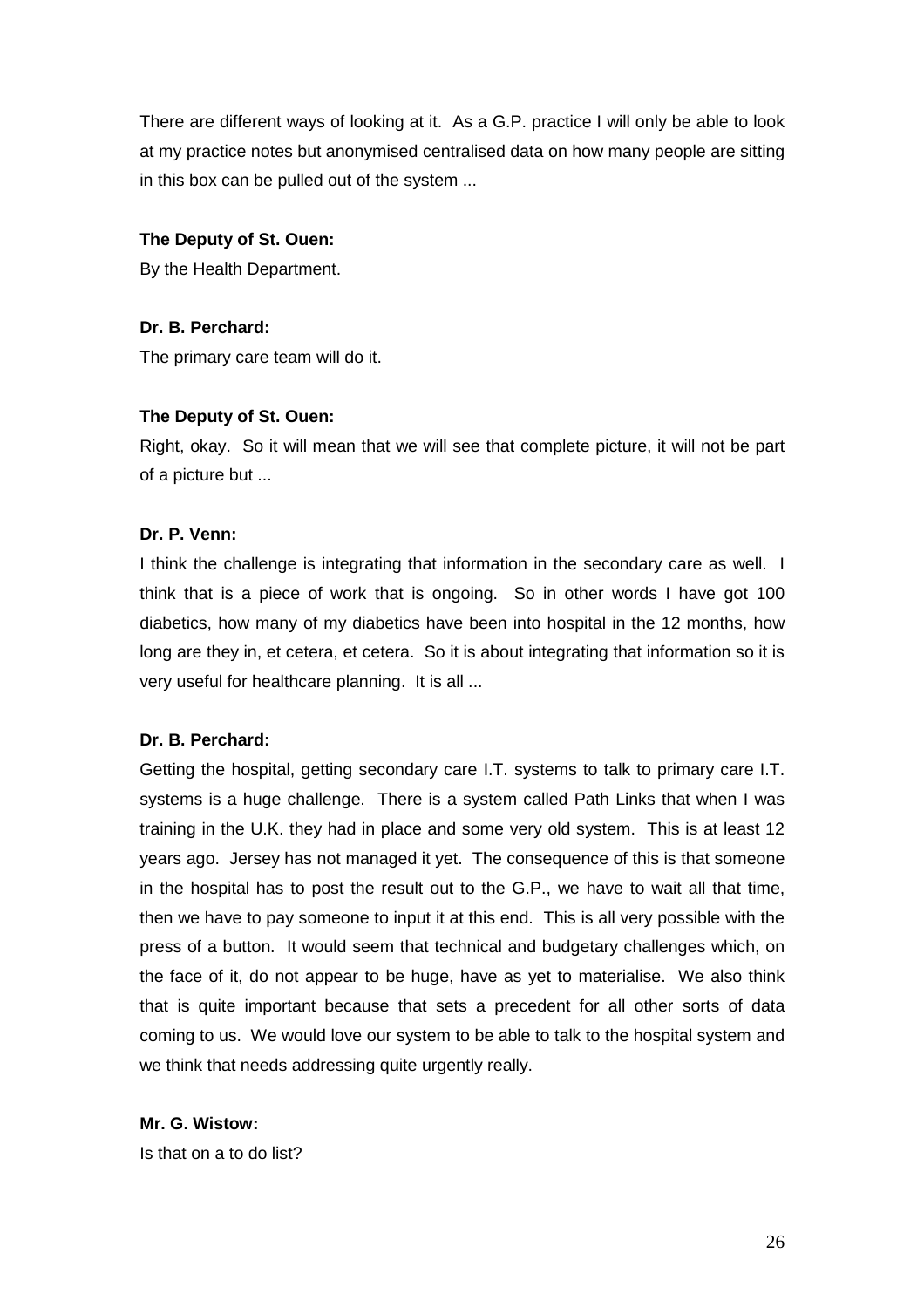There are different ways of looking at it. As a G.P. practice I will only be able to look at my practice notes but anonymised centralised data on how many people are sitting in this box can be pulled out of the system ...

**The Deputy of St. Ouen:**
By the Health Department.

**Dr. B. Perchard:**
The primary care team will do it.

**The Deputy of St. Ouen:**
Right, okay. So it will mean that we will see that complete picture, it will not be part of a picture but ...

**Dr. P. Venn:**
I think the challenge is integrating that information in the secondary care as well. I think that is a piece of work that is ongoing. So in other words I have got 100 diabetics, how many of my diabetics have been into hospital in the 12 months, how long are they in, et cetera, et cetera. So it is about integrating that information so it is very useful for healthcare planning. It is all ...

**Dr. B. Perchard:**
Getting the hospital, getting secondary care I.T. systems to talk to primary care I.T. systems is a huge challenge. There is a system called Path Links that when I was training in the U.K. they had in place and some very old system. This is at least 12 years ago. Jersey has not managed it yet. The consequence of this is that someone in the hospital has to post the result out to the G.P., we have to wait all that time, then we have to pay someone to input it at this end. This is all very possible with the press of a button. It would seem that technical and budgetary challenges which, on the face of it, do not appear to be huge, have as yet to materialise. We also think that is quite important because that sets a precedent for all other sorts of data coming to us. We would love our system to be able to talk to the hospital system and we think that needs addressing quite urgently really.

**Mr. G. Wistow:**
Is that on a to do list?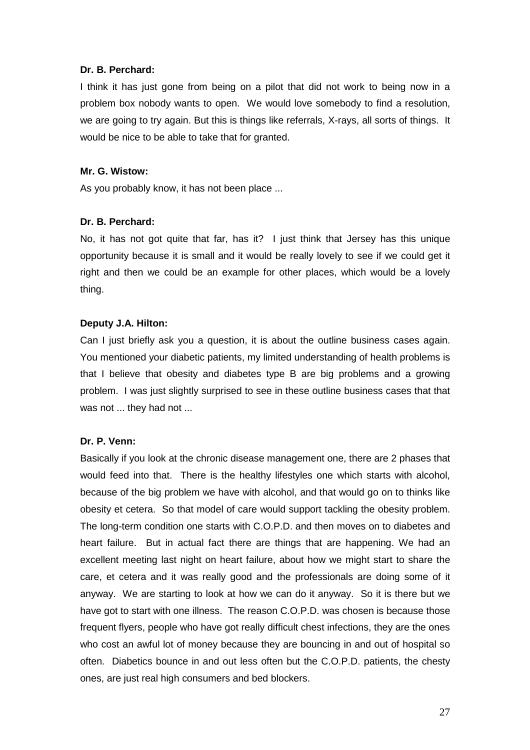**Dr. B. Perchard:**

I think it has just gone from being on a pilot that did not work to being now in a problem box nobody wants to open. We would love somebody to find a resolution, we are going to try again. But this is things like referrals, X-rays, all sorts of things. It would be nice to be able to take that for granted.

**Mr. G. Wistow:**

As you probably know, it has not been place ...

**Dr. B. Perchard:**

No, it has not got quite that far, has it? I just think that Jersey has this unique opportunity because it is small and it would be really lovely to see if we could get it right and then we could be an example for other places, which would be a lovely thing.

**Deputy J.A. Hilton:**

Can I just briefly ask you a question, it is about the outline business cases again. You mentioned your diabetic patients, my limited understanding of health problems is that I believe that obesity and diabetes type B are big problems and a growing problem. I was just slightly surprised to see in these outline business cases that that was not ... they had not ...

**Dr. P. Venn:**

Basically if you look at the chronic disease management one, there are 2 phases that would feed into that. There is the healthy lifestyles one which starts with alcohol, because of the big problem we have with alcohol, and that would go on to thinks like obesity et cetera. So that model of care would support tackling the obesity problem. The long-term condition one starts with C.O.P.D. and then moves on to diabetes and heart failure. But in actual fact there are things that are happening. We had an excellent meeting last night on heart failure, about how we might start to share the care, et cetera and it was really good and the professionals are doing some of it anyway. We are starting to look at how we can do it anyway. So it is there but we have got to start with one illness. The reason C.O.P.D. was chosen is because those frequent flyers, people who have got really difficult chest infections, they are the ones who cost an awful lot of money because they are bouncing in and out of hospital so often. Diabetics bounce in and out less often but the C.O.P.D. patients, the chesty ones, are just real high consumers and bed blockers.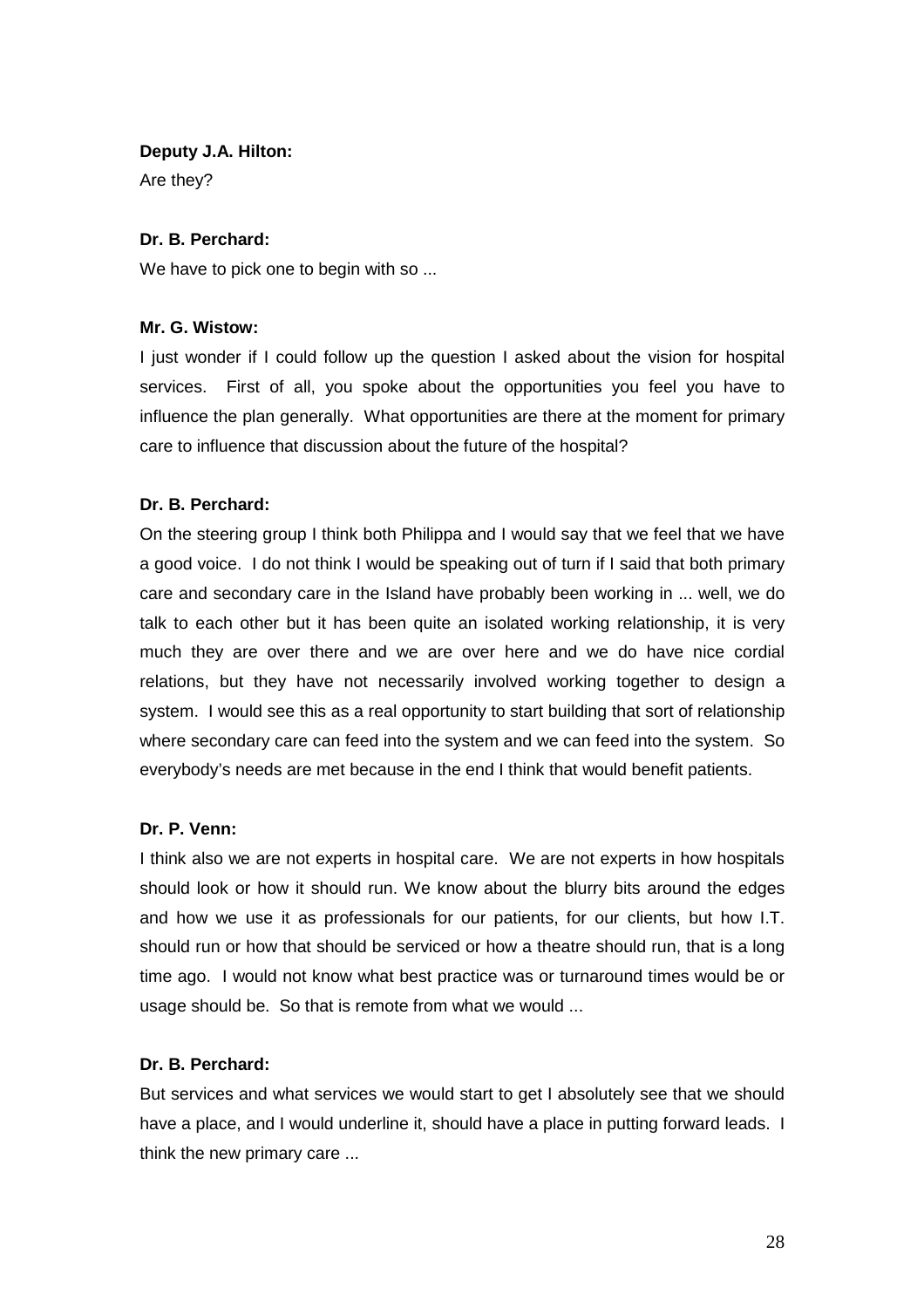**Deputy J.A. Hilton:**

Are they?

**Dr. B. Perchard:**

We have to pick one to begin with so ...

**Mr. G. Wistow:**

I just wonder if I could follow up the question I asked about the vision for hospital services. First of all, you spoke about the opportunities you feel you have to influence the plan generally. What opportunities are there at the moment for primary care to influence that discussion about the future of the hospital?

**Dr. B. Perchard:**

On the steering group I think both Philippa and I would say that we feel that we have a good voice. I do not think I would be speaking out of turn if I said that both primary care and secondary care in the Island have probably been working in ... well, we do talk to each other but it has been quite an isolated working relationship, it is very much they are over there and we are over here and we do have nice cordial relations, but they have not necessarily involved working together to design a system. I would see this as a real opportunity to start building that sort of relationship where secondary care can feed into the system and we can feed into the system. So everybody's needs are met because in the end I think that would benefit patients.

**Dr. P. Venn:**

I think also we are not experts in hospital care. We are not experts in how hospitals should look or how it should run. We know about the blurry bits around the edges and how we use it as professionals for our patients, for our clients, but how I.T. should run or how that should be serviced or how a theatre should run, that is a long time ago. I would not know what best practice was or turnaround times would be or usage should be. So that is remote from what we would ...

**Dr. B. Perchard:**

But services and what services we would start to get I absolutely see that we should have a place, and I would underline it, should have a place in putting forward leads. I think the new primary care ...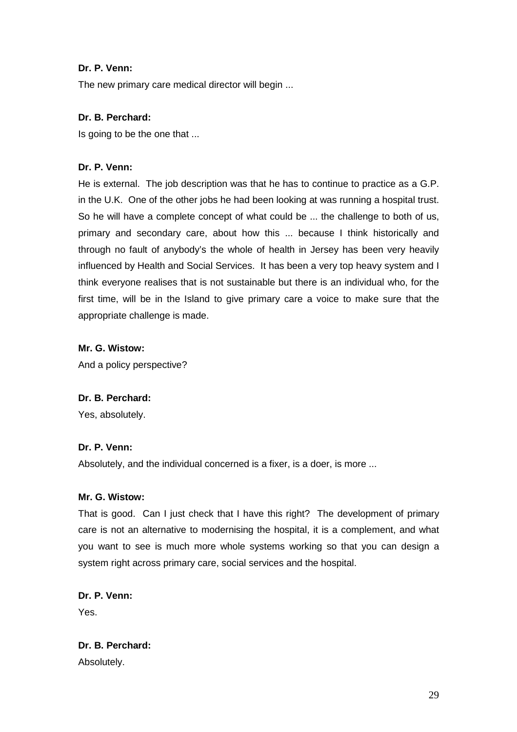**Dr. P. Venn:**

The new primary care medical director will begin ...

**Dr. B. Perchard:**

Is going to be the one that ...

**Dr. P. Venn:**

He is external. The job description was that he has to continue to practice as a G.P. in the U.K. One of the other jobs he had been looking at was running a hospital trust. So he will have a complete concept of what could be ... the challenge to both of us, primary and secondary care, about how this ... because I think historically and through no fault of anybody's the whole of health in Jersey has been very heavily influenced by Health and Social Services. It has been a very top heavy system and I think everyone realises that is not sustainable but there is an individual who, for the first time, will be in the Island to give primary care a voice to make sure that the appropriate challenge is made.

**Mr. G. Wistow:**

And a policy perspective?

**Dr. B. Perchard:**

Yes, absolutely.

**Dr. P. Venn:**

Absolutely, and the individual concerned is a fixer, is a doer, is more ...

**Mr. G. Wistow:**

That is good. Can I just check that I have this right? The development of primary care is not an alternative to modernising the hospital, it is a complement, and what you want to see is much more whole systems working so that you can design a system right across primary care, social services and the hospital.

**Dr. P. Venn:**

Yes.

**Dr. B. Perchard:**

Absolutely.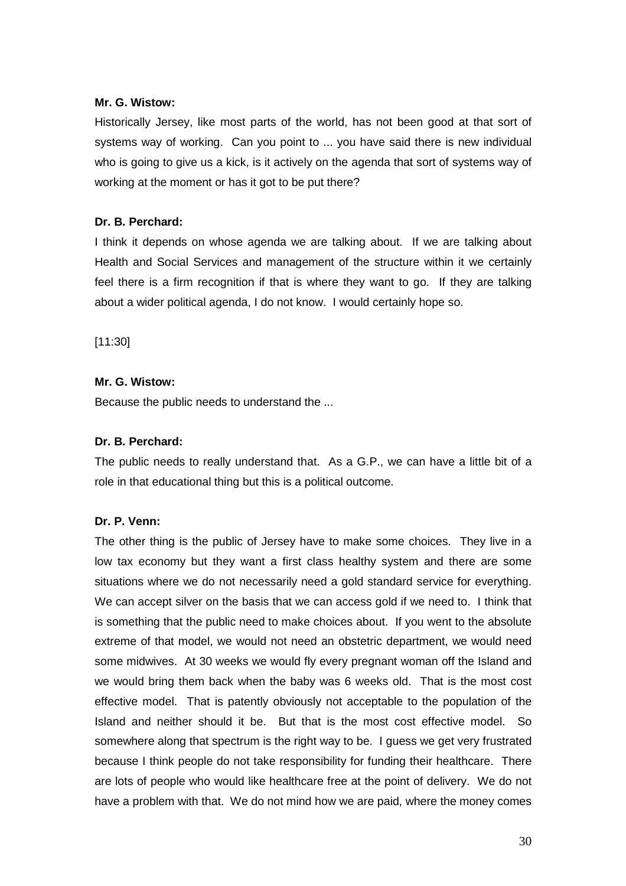**Mr. G. Wistow:**

Historically Jersey, like most parts of the world, has not been good at that sort of systems way of working. Can you point to ... you have said there is new individual who is going to give us a kick, is it actively on the agenda that sort of systems way of working at the moment or has it got to be put there?

**Dr. B. Perchard:**

I think it depends on whose agenda we are talking about. If we are talking about Health and Social Services and management of the structure within it we certainly feel there is a firm recognition if that is where they want to go. If they are talking about a wider political agenda, I do not know. I would certainly hope so.

[11:30]

**Mr. G. Wistow:**

Because the public needs to understand the ...

**Dr. B. Perchard:**

The public needs to really understand that. As a G.P., we can have a little bit of a role in that educational thing but this is a political outcome.

**Dr. P. Venn:**

The other thing is the public of Jersey have to make some choices. They live in a low tax economy but they want a first class healthy system and there are some situations where we do not necessarily need a gold standard service for everything. We can accept silver on the basis that we can access gold if we need to. I think that is something that the public need to make choices about. If you went to the absolute extreme of that model, we would not need an obstetric department, we would need some midwives. At 30 weeks we would fly every pregnant woman off the Island and we would bring them back when the baby was 6 weeks old. That is the most cost effective model. That is patently obviously not acceptable to the population of the Island and neither should it be. But that is the most cost effective model. So somewhere along that spectrum is the right way to be. I guess we get very frustrated because I think people do not take responsibility for funding their healthcare. There are lots of people who would like healthcare free at the point of delivery. We do not have a problem with that. We do not mind how we are paid, where the money comes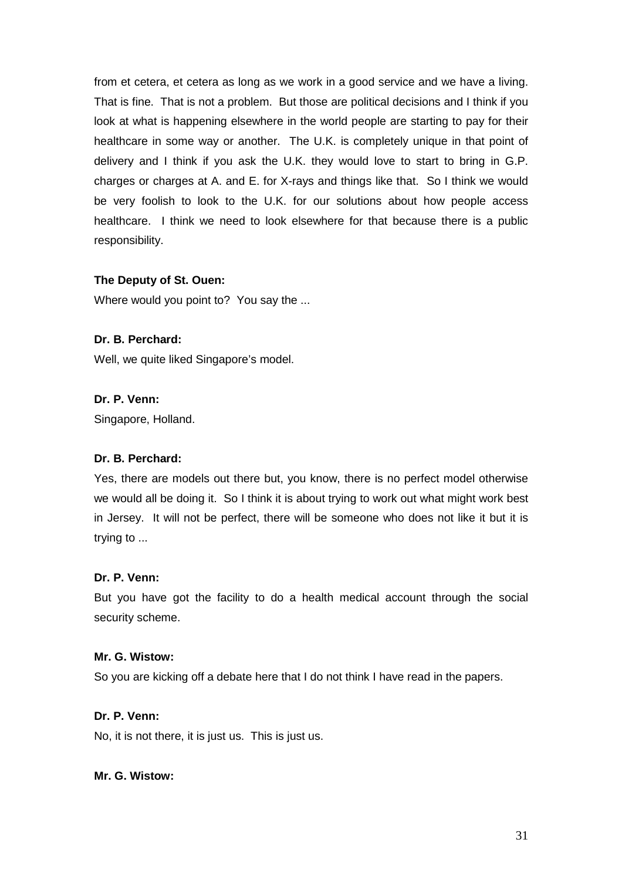from et cetera, et cetera as long as we work in a good service and we have a living. That is fine. That is not a problem. But those are political decisions and I think if you look at what is happening elsewhere in the world people are starting to pay for their healthcare in some way or another. The U.K. is completely unique in that point of delivery and I think if you ask the U.K. they would love to start to bring in G.P. charges or charges at A. and E. for X-rays and things like that. So I think we would be very foolish to look to the U.K. for our solutions about how people access healthcare. I think we need to look elsewhere for that because there is a public responsibility.

**The Deputy of St. Ouen:**

Where would you point to? You say the ...

**Dr. B. Perchard:**

Well, we quite liked Singapore's model.

**Dr. P. Venn:**

Singapore, Holland.

**Dr. B. Perchard:**

Yes, there are models out there but, you know, there is no perfect model otherwise we would all be doing it. So I think it is about trying to work out what might work best in Jersey. It will not be perfect, there will be someone who does not like it but it is trying to ...

**Dr. P. Venn:**

But you have got the facility to do a health medical account through the social security scheme.

**Mr. G. Wistow:**

So you are kicking off a debate here that I do not think I have read in the papers.

**Dr. P. Venn:**

No, it is not there, it is just us. This is just us.

**Mr. G. Wistow:**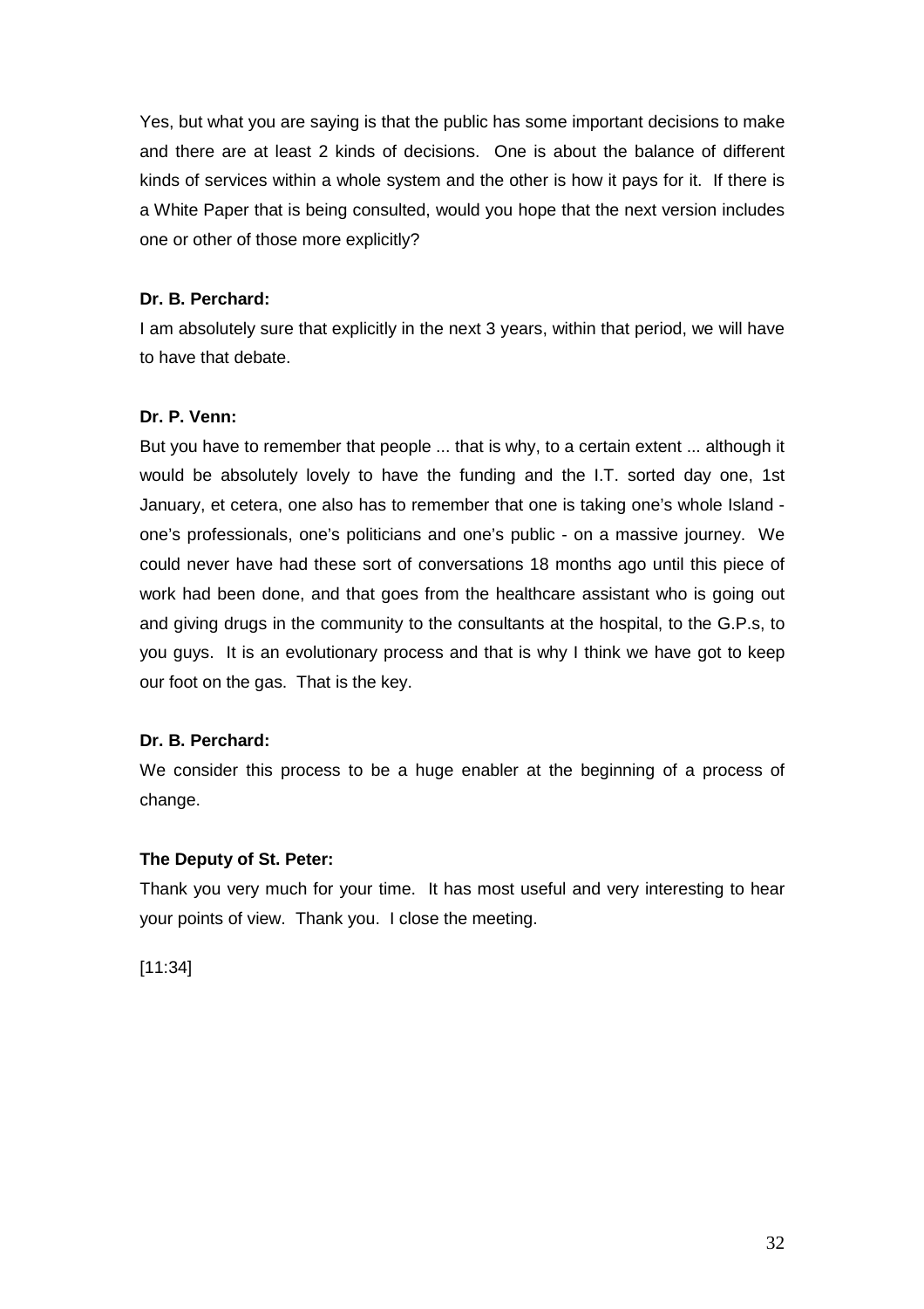Yes, but what you are saying is that the public has some important decisions to make and there are at least 2 kinds of decisions. One is about the balance of different kinds of services within a whole system and the other is how it pays for it. If there is a White Paper that is being consulted, would you hope that the next version includes one or other of those more explicitly?

**Dr. B. Perchard:**

I am absolutely sure that explicitly in the next 3 years, within that period, we will have to have that debate.

**Dr. P. Venn:**

But you have to remember that people ... that is why, to a certain extent ... although it would be absolutely lovely to have the funding and the I.T. sorted day one, 1st January, et cetera, one also has to remember that one is taking one's whole Island - one's professionals, one's politicians and one's public - on a massive journey. We could never have had these sort of conversations 18 months ago until this piece of work had been done, and that goes from the healthcare assistant who is going out and giving drugs in the community to the consultants at the hospital, to the G.P.s, to you guys. It is an evolutionary process and that is why I think we have got to keep our foot on the gas. That is the key.

**Dr. B. Perchard:**

We consider this process to be a huge enabler at the beginning of a process of change.

**The Deputy of St. Peter:**

Thank you very much for your time. It has most useful and very interesting to hear your points of view. Thank you. I close the meeting.

[11:34]